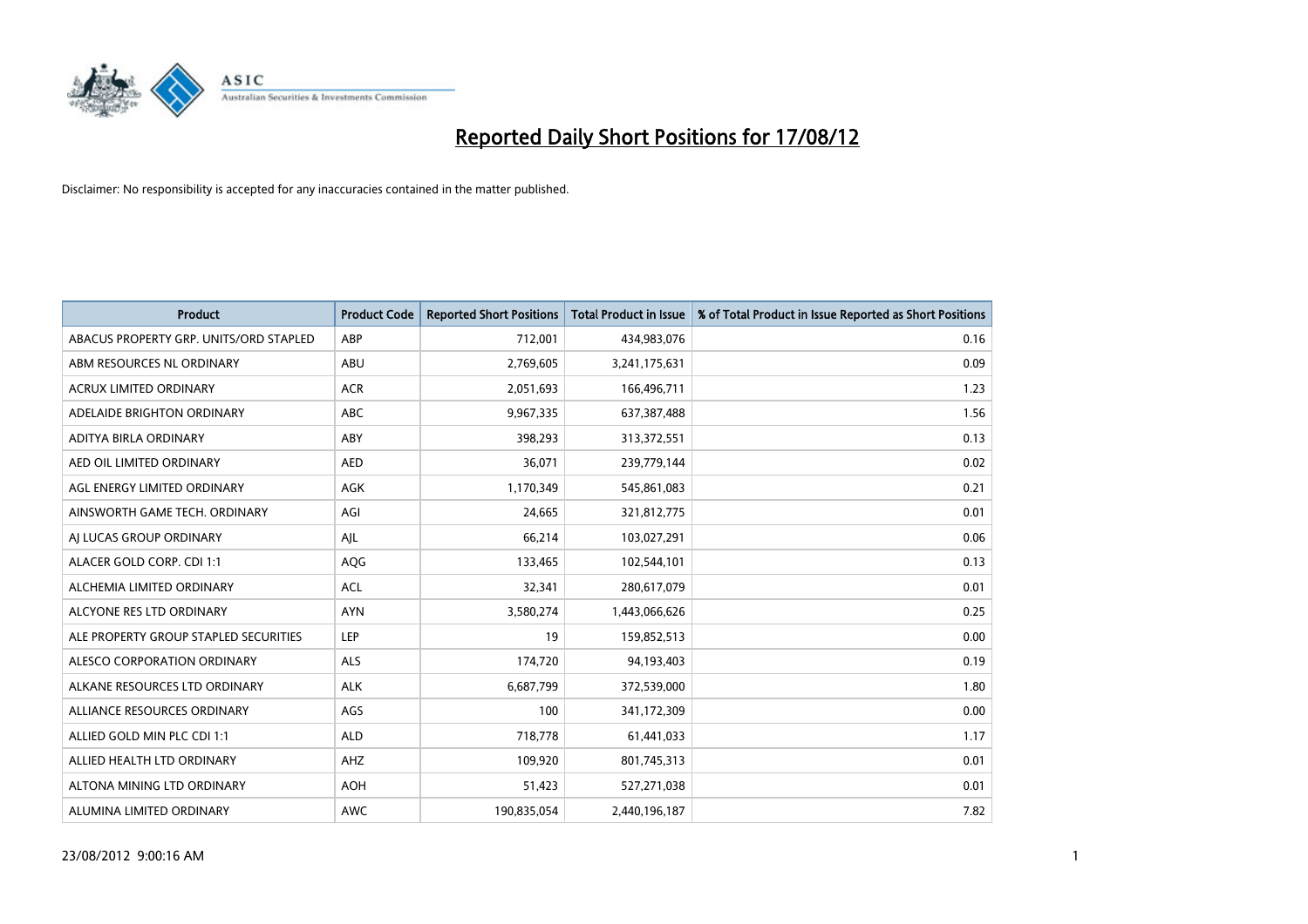# Reported Daily Short Positions for 17/08/12

Disclaimer: No responsibility is accepted for any inaccuracies contained in the matter published.

| Product | Product Code | Reported Short Positions | Total Product in Issue | % of Total Product in Issue Reported as Short Positions |
|---|---|---|---|---|
| ABACUS PROPERTY GRP. UNITS/ORD STAPLED | ABP | 712,001 | 434,983,076 | 0.16 |
| ABM RESOURCES NL ORDINARY | ABU | 2,769,605 | 3,241,175,631 | 0.09 |
| ACRUX LIMITED ORDINARY | ACR | 2,051,693 | 166,496,711 | 1.23 |
| ADELAIDE BRIGHTON ORDINARY | ABC | 9,967,335 | 637,387,488 | 1.56 |
| ADITYA BIRLA ORDINARY | ABY | 398,293 | 313,372,551 | 0.13 |
| AED OIL LIMITED ORDINARY | AED | 36,071 | 239,779,144 | 0.02 |
| AGL ENERGY LIMITED ORDINARY | AGK | 1,170,349 | 545,861,083 | 0.21 |
| AINSWORTH GAME TECH. ORDINARY | AGI | 24,665 | 321,812,775 | 0.01 |
| AJ LUCAS GROUP ORDINARY | AJL | 66,214 | 103,027,291 | 0.06 |
| ALACER GOLD CORP. CDI 1:1 | AQG | 133,465 | 102,544,101 | 0.13 |
| ALCHEMIA LIMITED ORDINARY | ACL | 32,341 | 280,617,079 | 0.01 |
| ALCYONE RES LTD ORDINARY | AYN | 3,580,274 | 1,443,066,626 | 0.25 |
| ALE PROPERTY GROUP STAPLED SECURITIES | LEP | 19 | 159,852,513 | 0.00 |
| ALESCO CORPORATION ORDINARY | ALS | 174,720 | 94,193,403 | 0.19 |
| ALKANE RESOURCES LTD ORDINARY | ALK | 6,687,799 | 372,539,000 | 1.80 |
| ALLIANCE RESOURCES ORDINARY | AGS | 100 | 341,172,309 | 0.00 |
| ALLIED GOLD MIN PLC CDI 1:1 | ALD | 718,778 | 61,441,033 | 1.17 |
| ALLIED HEALTH LTD ORDINARY | AHZ | 109,920 | 801,745,313 | 0.01 |
| ALTONA MINING LTD ORDINARY | AOH | 51,423 | 527,271,038 | 0.01 |
| ALUMINA LIMITED ORDINARY | AWC | 190,835,054 | 2,440,196,187 | 7.82 |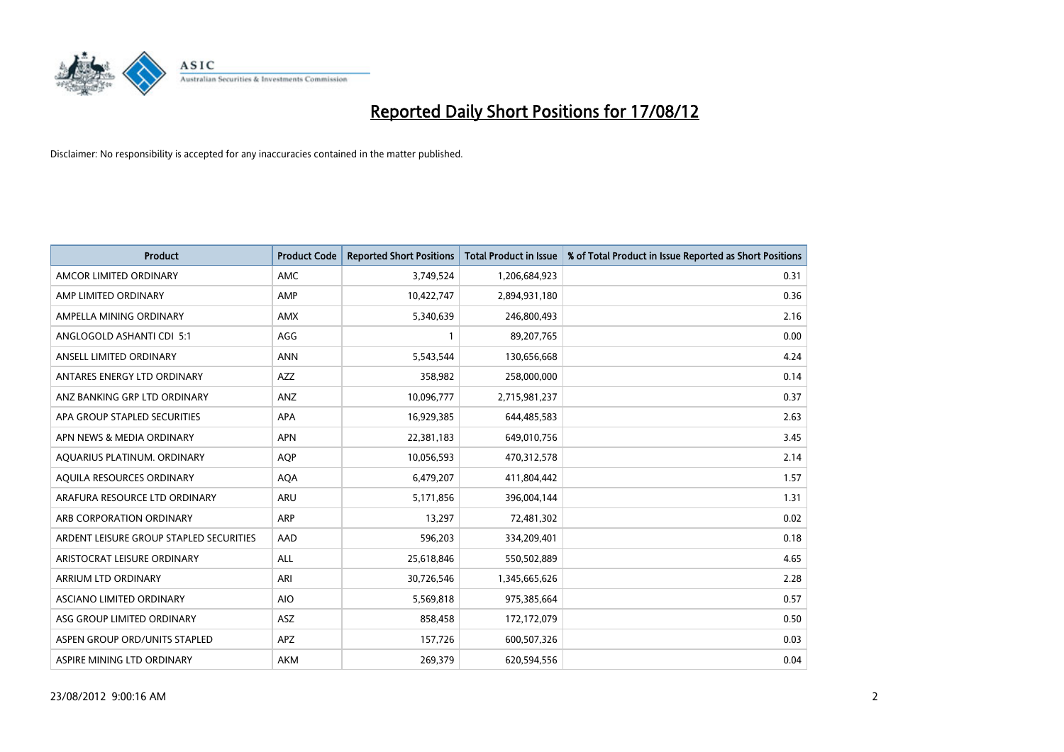# Reported Daily Short Positions for 17/08/12

Disclaimer: No responsibility is accepted for any inaccuracies contained in the matter published.

| Product | Product Code | Reported Short Positions | Total Product in Issue | % of Total Product in Issue Reported as Short Positions |
|---|---|---|---|---|
| AMCOR LIMITED ORDINARY | AMC | 3,749,524 | 1,206,684,923 | 0.31 |
| AMP LIMITED ORDINARY | AMP | 10,422,747 | 2,894,931,180 | 0.36 |
| AMPELLA MINING ORDINARY | AMX | 5,340,639 | 246,800,493 | 2.16 |
| ANGLOGOLD ASHANTI CDI 5:1 | AGG | 1 | 89,207,765 | 0.00 |
| ANSELL LIMITED ORDINARY | ANN | 5,543,544 | 130,656,668 | 4.24 |
| ANTARES ENERGY LTD ORDINARY | AZZ | 358,982 | 258,000,000 | 0.14 |
| ANZ BANKING GRP LTD ORDINARY | ANZ | 10,096,777 | 2,715,981,237 | 0.37 |
| APA GROUP STAPLED SECURITIES | APA | 16,929,385 | 644,485,583 | 2.63 |
| APN NEWS & MEDIA ORDINARY | APN | 22,381,183 | 649,010,756 | 3.45 |
| AQUARIUS PLATINUM. ORDINARY | AQP | 10,056,593 | 470,312,578 | 2.14 |
| AQUILA RESOURCES ORDINARY | AQA | 6,479,207 | 411,804,442 | 1.57 |
| ARAFURA RESOURCE LTD ORDINARY | ARU | 5,171,856 | 396,004,144 | 1.31 |
| ARB CORPORATION ORDINARY | ARP | 13,297 | 72,481,302 | 0.02 |
| ARDENT LEISURE GROUP STAPLED SECURITIES | AAD | 596,203 | 334,209,401 | 0.18 |
| ARISTOCRAT LEISURE ORDINARY | ALL | 25,618,846 | 550,502,889 | 4.65 |
| ARRIUM LTD ORDINARY | ARI | 30,726,546 | 1,345,665,626 | 2.28 |
| ASCIANO LIMITED ORDINARY | AIO | 5,569,818 | 975,385,664 | 0.57 |
| ASG GROUP LIMITED ORDINARY | ASZ | 858,458 | 172,172,079 | 0.50 |
| ASPEN GROUP ORD/UNITS STAPLED | APZ | 157,726 | 600,507,326 | 0.03 |
| ASPIRE MINING LTD ORDINARY | AKM | 269,379 | 620,594,556 | 0.04 |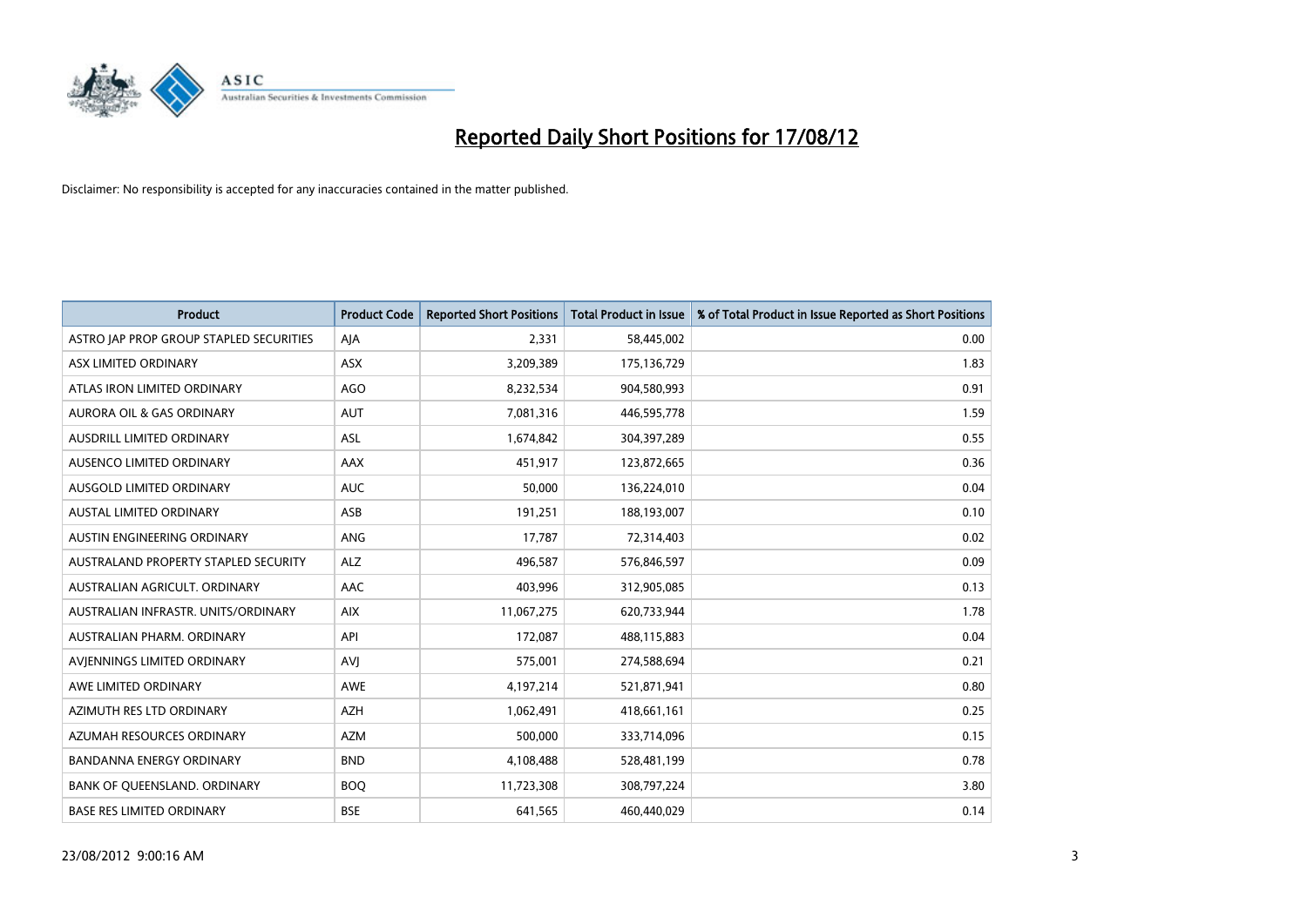# Reported Daily Short Positions for 17/08/12

Disclaimer: No responsibility is accepted for any inaccuracies contained in the matter published.

| Product | Product Code | Reported Short Positions | Total Product in Issue | % of Total Product in Issue Reported as Short Positions |
|---|---|---|---|---|
| ASTRO JAP PROP GROUP STAPLED SECURITIES | AJA | 2,331 | 58,445,002 | 0.00 |
| ASX LIMITED ORDINARY | ASX | 3,209,389 | 175,136,729 | 1.83 |
| ATLAS IRON LIMITED ORDINARY | AGO | 8,232,534 | 904,580,993 | 0.91 |
| AURORA OIL & GAS ORDINARY | AUT | 7,081,316 | 446,595,778 | 1.59 |
| AUSDRILL LIMITED ORDINARY | ASL | 1,674,842 | 304,397,289 | 0.55 |
| AUSENCO LIMITED ORDINARY | AAX | 451,917 | 123,872,665 | 0.36 |
| AUSGOLD LIMITED ORDINARY | AUC | 50,000 | 136,224,010 | 0.04 |
| AUSTAL LIMITED ORDINARY | ASB | 191,251 | 188,193,007 | 0.10 |
| AUSTIN ENGINEERING ORDINARY | ANG | 17,787 | 72,314,403 | 0.02 |
| AUSTRALAND PROPERTY STAPLED SECURITY | ALZ | 496,587 | 576,846,597 | 0.09 |
| AUSTRALIAN AGRICULT. ORDINARY | AAC | 403,996 | 312,905,085 | 0.13 |
| AUSTRALIAN INFRASTR. UNITS/ORDINARY | AIX | 11,067,275 | 620,733,944 | 1.78 |
| AUSTRALIAN PHARM. ORDINARY | API | 172,087 | 488,115,883 | 0.04 |
| AVJENNINGS LIMITED ORDINARY | AVJ | 575,001 | 274,588,694 | 0.21 |
| AWE LIMITED ORDINARY | AWE | 4,197,214 | 521,871,941 | 0.80 |
| AZIMUTH RES LTD ORDINARY | AZH | 1,062,491 | 418,661,161 | 0.25 |
| AZUMAH RESOURCES ORDINARY | AZM | 500,000 | 333,714,096 | 0.15 |
| BANDANNA ENERGY ORDINARY | BND | 4,108,488 | 528,481,199 | 0.78 |
| BANK OF QUEENSLAND. ORDINARY | BOQ | 11,723,308 | 308,797,224 | 3.80 |
| BASE RES LIMITED ORDINARY | BSE | 641,565 | 460,440,029 | 0.14 |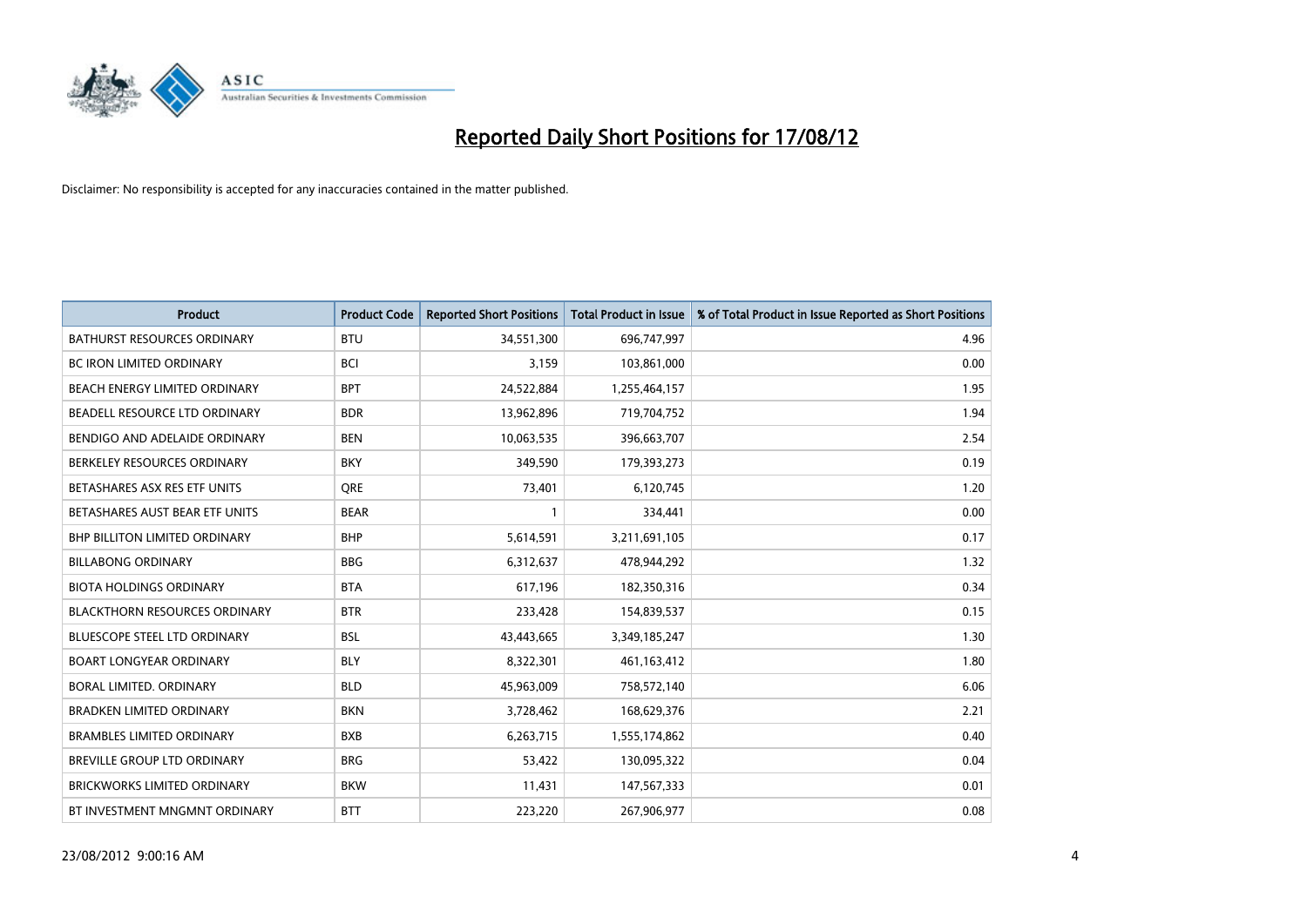# Reported Daily Short Positions for 17/08/12

Disclaimer: No responsibility is accepted for any inaccuracies contained in the matter published.

| Product | Product Code | Reported Short Positions | Total Product in Issue | % of Total Product in Issue Reported as Short Positions |
|---|---|---|---|---|
| BATHURST RESOURCES ORDINARY | BTU | 34,551,300 | 696,747,997 | 4.96 |
| BC IRON LIMITED ORDINARY | BCI | 3,159 | 103,861,000 | 0.00 |
| BEACH ENERGY LIMITED ORDINARY | BPT | 24,522,884 | 1,255,464,157 | 1.95 |
| BEADELL RESOURCE LTD ORDINARY | BDR | 13,962,896 | 719,704,752 | 1.94 |
| BENDIGO AND ADELAIDE ORDINARY | BEN | 10,063,535 | 396,663,707 | 2.54 |
| BERKELEY RESOURCES ORDINARY | BKY | 349,590 | 179,393,273 | 0.19 |
| BETASHARES ASX RES ETF UNITS | QRE | 73,401 | 6,120,745 | 1.20 |
| BETASHARES AUST BEAR ETF UNITS | BEAR | 1 | 334,441 | 0.00 |
| BHP BILLITON LIMITED ORDINARY | BHP | 5,614,591 | 3,211,691,105 | 0.17 |
| BILLABONG ORDINARY | BBG | 6,312,637 | 478,944,292 | 1.32 |
| BIOTA HOLDINGS ORDINARY | BTA | 617,196 | 182,350,316 | 0.34 |
| BLACKTHORN RESOURCES ORDINARY | BTR | 233,428 | 154,839,537 | 0.15 |
| BLUESCOPE STEEL LTD ORDINARY | BSL | 43,443,665 | 3,349,185,247 | 1.30 |
| BOART LONGYEAR ORDINARY | BLY | 8,322,301 | 461,163,412 | 1.80 |
| BORAL LIMITED. ORDINARY | BLD | 45,963,009 | 758,572,140 | 6.06 |
| BRADKEN LIMITED ORDINARY | BKN | 3,728,462 | 168,629,376 | 2.21 |
| BRAMBLES LIMITED ORDINARY | BXB | 6,263,715 | 1,555,174,862 | 0.40 |
| BREVILLE GROUP LTD ORDINARY | BRG | 53,422 | 130,095,322 | 0.04 |
| BRICKWORKS LIMITED ORDINARY | BKW | 11,431 | 147,567,333 | 0.01 |
| BT INVESTMENT MNGMNT ORDINARY | BTT | 223,220 | 267,906,977 | 0.08 |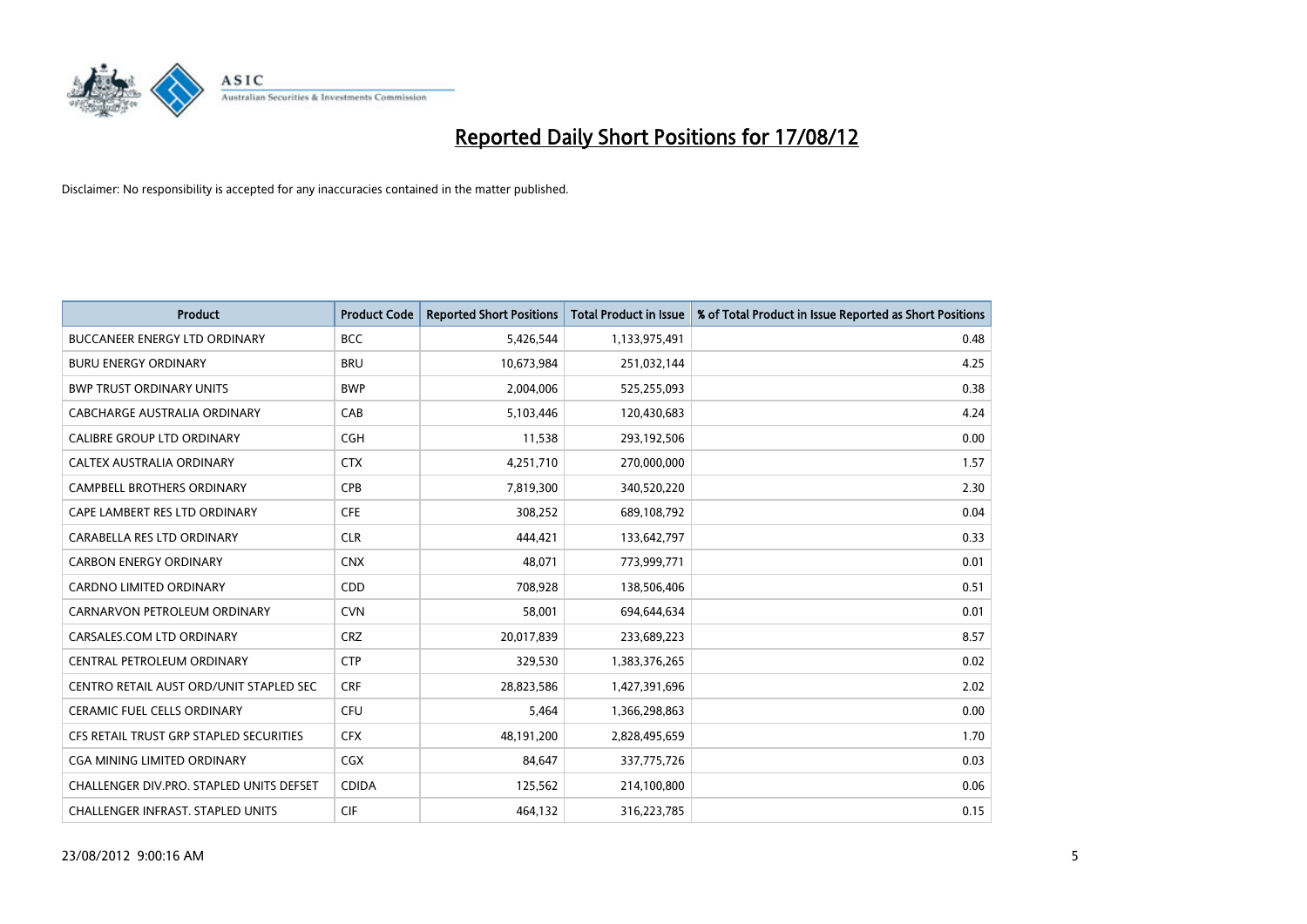# Reported Daily Short Positions for 17/08/12

Disclaimer: No responsibility is accepted for any inaccuracies contained in the matter published.

| Product | Product Code | Reported Short Positions | Total Product in Issue | % of Total Product in Issue Reported as Short Positions |
|---|---|---|---|---|
| BUCCANEER ENERGY LTD ORDINARY | BCC | 5,426,544 | 1,133,975,491 | 0.48 |
| BURU ENERGY ORDINARY | BRU | 10,673,984 | 251,032,144 | 4.25 |
| BWP TRUST ORDINARY UNITS | BWP | 2,004,006 | 525,255,093 | 0.38 |
| CABCHARGE AUSTRALIA ORDINARY | CAB | 5,103,446 | 120,430,683 | 4.24 |
| CALIBRE GROUP LTD ORDINARY | CGH | 11,538 | 293,192,506 | 0.00 |
| CALTEX AUSTRALIA ORDINARY | CTX | 4,251,710 | 270,000,000 | 1.57 |
| CAMPBELL BROTHERS ORDINARY | CPB | 7,819,300 | 340,520,220 | 2.30 |
| CAPE LAMBERT RES LTD ORDINARY | CFE | 308,252 | 689,108,792 | 0.04 |
| CARABELLA RES LTD ORDINARY | CLR | 444,421 | 133,642,797 | 0.33 |
| CARBON ENERGY ORDINARY | CNX | 48,071 | 773,999,771 | 0.01 |
| CARDNO LIMITED ORDINARY | CDD | 708,928 | 138,506,406 | 0.51 |
| CARNARVON PETROLEUM ORDINARY | CVN | 58,001 | 694,644,634 | 0.01 |
| CARSALES.COM LTD ORDINARY | CRZ | 20,017,839 | 233,689,223 | 8.57 |
| CENTRAL PETROLEUM ORDINARY | CTP | 329,530 | 1,383,376,265 | 0.02 |
| CENTRO RETAIL AUST ORD/UNIT STAPLED SEC | CRF | 28,823,586 | 1,427,391,696 | 2.02 |
| CERAMIC FUEL CELLS ORDINARY | CFU | 5,464 | 1,366,298,863 | 0.00 |
| CFS RETAIL TRUST GRP STAPLED SECURITIES | CFX | 48,191,200 | 2,828,495,659 | 1.70 |
| CGA MINING LIMITED ORDINARY | CGX | 84,647 | 337,775,726 | 0.03 |
| CHALLENGER DIV.PRO. STAPLED UNITS DEFSET | CDIDA | 125,562 | 214,100,800 | 0.06 |
| CHALLENGER INFRAST. STAPLED UNITS | CIF | 464,132 | 316,223,785 | 0.15 |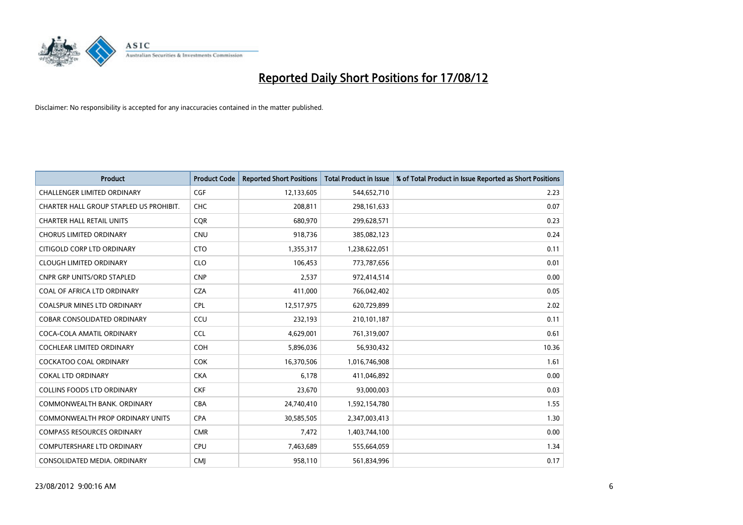# Reported Daily Short Positions for 17/08/12

Disclaimer: No responsibility is accepted for any inaccuracies contained in the matter published.

| Product | Product Code | Reported Short Positions | Total Product in Issue | % of Total Product in Issue Reported as Short Positions |
|---|---|---|---|---|
| CHALLENGER LIMITED ORDINARY | CGF | 12,133,605 | 544,652,710 | 2.23 |
| CHARTER HALL GROUP STAPLED US PROHIBIT. | CHC | 208,811 | 298,161,633 | 0.07 |
| CHARTER HALL RETAIL UNITS | CQR | 680,970 | 299,628,571 | 0.23 |
| CHORUS LIMITED ORDINARY | CNU | 918,736 | 385,082,123 | 0.24 |
| CITIGOLD CORP LTD ORDINARY | CTO | 1,355,317 | 1,238,622,051 | 0.11 |
| CLOUGH LIMITED ORDINARY | CLO | 106,453 | 773,787,656 | 0.01 |
| CNPR GRP UNITS/ORD STAPLED | CNP | 2,537 | 972,414,514 | 0.00 |
| COAL OF AFRICA LTD ORDINARY | CZA | 411,000 | 766,042,402 | 0.05 |
| COALSPUR MINES LTD ORDINARY | CPL | 12,517,975 | 620,729,899 | 2.02 |
| COBAR CONSOLIDATED ORDINARY | CCU | 232,193 | 210,101,187 | 0.11 |
| COCA-COLA AMATIL ORDINARY | CCL | 4,629,001 | 761,319,007 | 0.61 |
| COCHLEAR LIMITED ORDINARY | COH | 5,896,036 | 56,930,432 | 10.36 |
| COCKATOO COAL ORDINARY | COK | 16,370,506 | 1,016,746,908 | 1.61 |
| COKAL LTD ORDINARY | CKA | 6,178 | 411,046,892 | 0.00 |
| COLLINS FOODS LTD ORDINARY | CKF | 23,670 | 93,000,003 | 0.03 |
| COMMONWEALTH BANK. ORDINARY | CBA | 24,740,410 | 1,592,154,780 | 1.55 |
| COMMONWEALTH PROP ORDINARY UNITS | CPA | 30,585,505 | 2,347,003,413 | 1.30 |
| COMPASS RESOURCES ORDINARY | CMR | 7,472 | 1,403,744,100 | 0.00 |
| COMPUTERSHARE LTD ORDINARY | CPU | 7,463,689 | 555,664,059 | 1.34 |
| CONSOLIDATED MEDIA. ORDINARY | CMJ | 958,110 | 561,834,996 | 0.17 |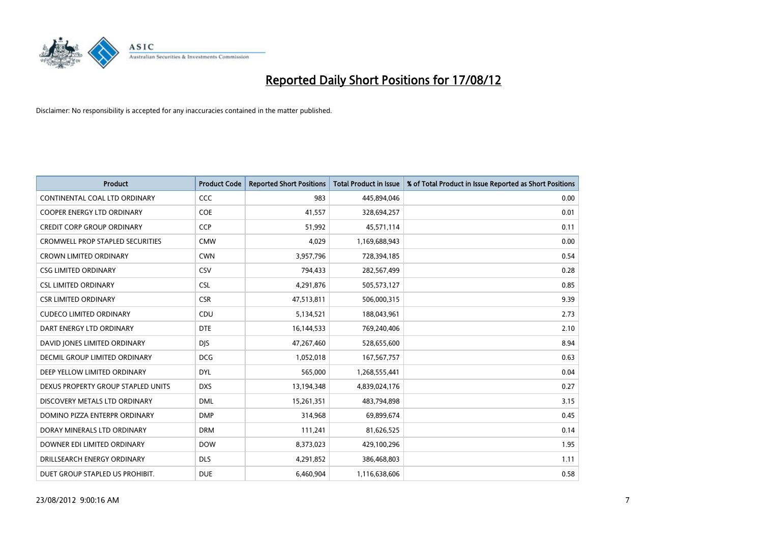# Reported Daily Short Positions for 17/08/12

Disclaimer: No responsibility is accepted for any inaccuracies contained in the matter published.

| Product | Product Code | Reported Short Positions | Total Product in Issue | % of Total Product in Issue Reported as Short Positions |
|---|---|---|---|---|
| CONTINENTAL COAL LTD ORDINARY | CCC | 983 | 445,894,046 | 0.00 |
| COOPER ENERGY LTD ORDINARY | COE | 41,557 | 328,694,257 | 0.01 |
| CREDIT CORP GROUP ORDINARY | CCP | 51,992 | 45,571,114 | 0.11 |
| CROMWELL PROP STAPLED SECURITIES | CMW | 4,029 | 1,169,688,943 | 0.00 |
| CROWN LIMITED ORDINARY | CWN | 3,957,796 | 728,394,185 | 0.54 |
| CSG LIMITED ORDINARY | CSV | 794,433 | 282,567,499 | 0.28 |
| CSL LIMITED ORDINARY | CSL | 4,291,876 | 505,573,127 | 0.85 |
| CSR LIMITED ORDINARY | CSR | 47,513,811 | 506,000,315 | 9.39 |
| CUDECO LIMITED ORDINARY | CDU | 5,134,521 | 188,043,961 | 2.73 |
| DART ENERGY LTD ORDINARY | DTE | 16,144,533 | 769,240,406 | 2.10 |
| DAVID JONES LIMITED ORDINARY | DJS | 47,267,460 | 528,655,600 | 8.94 |
| DECMIL GROUP LIMITED ORDINARY | DCG | 1,052,018 | 167,567,757 | 0.63 |
| DEEP YELLOW LIMITED ORDINARY | DYL | 565,000 | 1,268,555,441 | 0.04 |
| DEXUS PROPERTY GROUP STAPLED UNITS | DXS | 13,194,348 | 4,839,024,176 | 0.27 |
| DISCOVERY METALS LTD ORDINARY | DML | 15,261,351 | 483,794,898 | 3.15 |
| DOMINO PIZZA ENTERPR ORDINARY | DMP | 314,968 | 69,899,674 | 0.45 |
| DORAY MINERALS LTD ORDINARY | DRM | 111,241 | 81,626,525 | 0.14 |
| DOWNER EDI LIMITED ORDINARY | DOW | 8,373,023 | 429,100,296 | 1.95 |
| DRILLSEARCH ENERGY ORDINARY | DLS | 4,291,852 | 386,468,803 | 1.11 |
| DUET GROUP STAPLED US PROHIBIT. | DUE | 6,460,904 | 1,116,638,606 | 0.58 |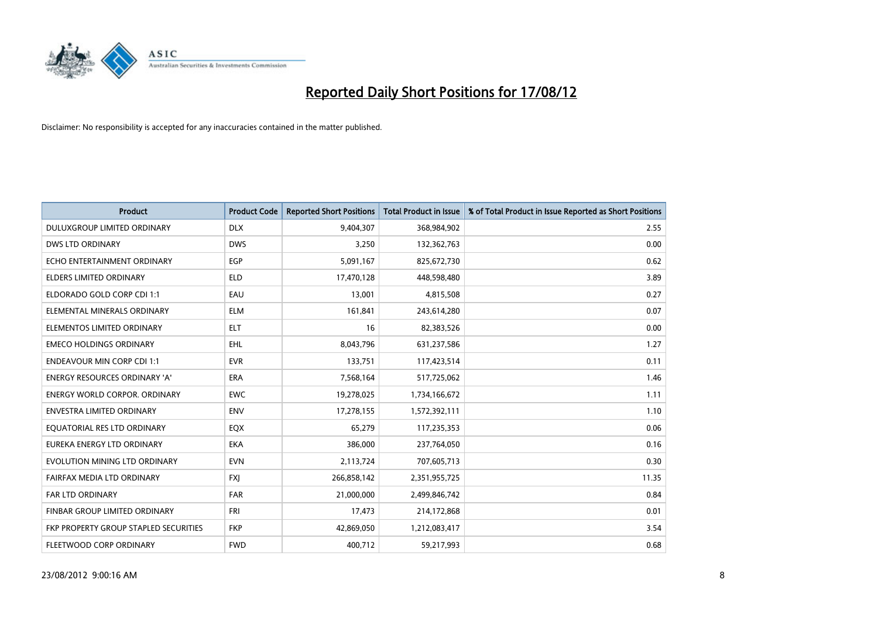# Reported Daily Short Positions for 17/08/12

Disclaimer: No responsibility is accepted for any inaccuracies contained in the matter published.

| Product | Product Code | Reported Short Positions | Total Product in Issue | % of Total Product in Issue Reported as Short Positions |
|---|---|---|---|---|
| DULUXGROUP LIMITED ORDINARY | DLX | 9,404,307 | 368,984,902 | 2.55 |
| DWS LTD ORDINARY | DWS | 3,250 | 132,362,763 | 0.00 |
| ECHO ENTERTAINMENT ORDINARY | EGP | 5,091,167 | 825,672,730 | 0.62 |
| ELDERS LIMITED ORDINARY | ELD | 17,470,128 | 448,598,480 | 3.89 |
| ELDORADO GOLD CORP CDI 1:1 | EAU | 13,001 | 4,815,508 | 0.27 |
| ELEMENTAL MINERALS ORDINARY | ELM | 161,841 | 243,614,280 | 0.07 |
| ELEMENTOS LIMITED ORDINARY | ELT | 16 | 82,383,526 | 0.00 |
| EMECO HOLDINGS ORDINARY | EHL | 8,043,796 | 631,237,586 | 1.27 |
| ENDEAVOUR MIN CORP CDI 1:1 | EVR | 133,751 | 117,423,514 | 0.11 |
| ENERGY RESOURCES ORDINARY 'A' | ERA | 7,568,164 | 517,725,062 | 1.46 |
| ENERGY WORLD CORPOR. ORDINARY | EWC | 19,278,025 | 1,734,166,672 | 1.11 |
| ENVESTRA LIMITED ORDINARY | ENV | 17,278,155 | 1,572,392,111 | 1.10 |
| EQUATORIAL RES LTD ORDINARY | EQX | 65,279 | 117,235,353 | 0.06 |
| EUREKA ENERGY LTD ORDINARY | EKA | 386,000 | 237,764,050 | 0.16 |
| EVOLUTION MINING LTD ORDINARY | EVN | 2,113,724 | 707,605,713 | 0.30 |
| FAIRFAX MEDIA LTD ORDINARY | FXJ | 266,858,142 | 2,351,955,725 | 11.35 |
| FAR LTD ORDINARY | FAR | 21,000,000 | 2,499,846,742 | 0.84 |
| FINBAR GROUP LIMITED ORDINARY | FRI | 17,473 | 214,172,868 | 0.01 |
| FKP PROPERTY GROUP STAPLED SECURITIES | FKP | 42,869,050 | 1,212,083,417 | 3.54 |
| FLEETWOOD CORP ORDINARY | FWD | 400,712 | 59,217,993 | 0.68 |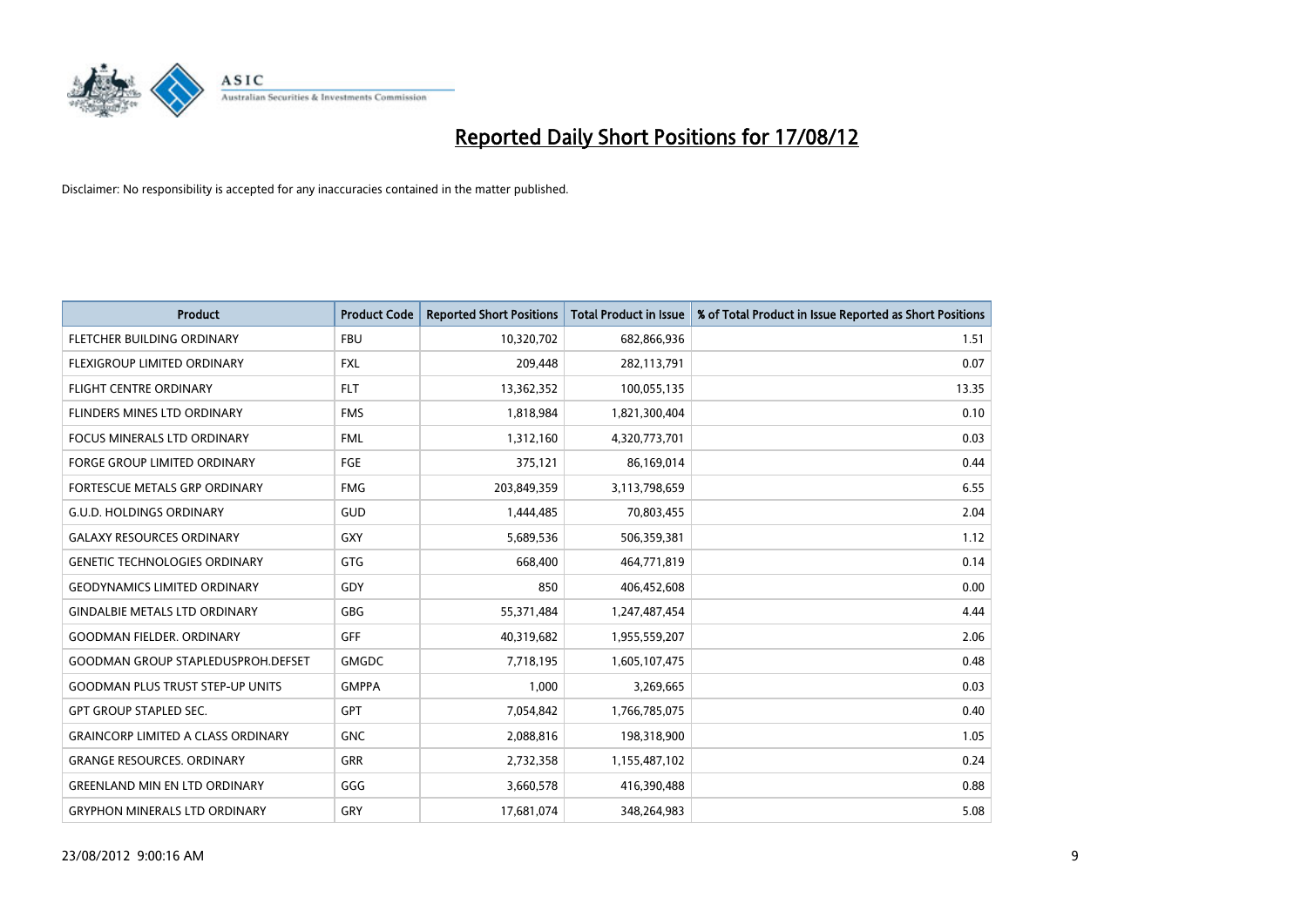# Reported Daily Short Positions for 17/08/12

Disclaimer: No responsibility is accepted for any inaccuracies contained in the matter published.

| Product | Product Code | Reported Short Positions | Total Product in Issue | % of Total Product in Issue Reported as Short Positions |
|---|---|---|---|---|
| FLETCHER BUILDING ORDINARY | FBU | 10,320,702 | 682,866,936 | 1.51 |
| FLEXIGROUP LIMITED ORDINARY | FXL | 209,448 | 282,113,791 | 0.07 |
| FLIGHT CENTRE ORDINARY | FLT | 13,362,352 | 100,055,135 | 13.35 |
| FLINDERS MINES LTD ORDINARY | FMS | 1,818,984 | 1,821,300,404 | 0.10 |
| FOCUS MINERALS LTD ORDINARY | FML | 1,312,160 | 4,320,773,701 | 0.03 |
| FORGE GROUP LIMITED ORDINARY | FGE | 375,121 | 86,169,014 | 0.44 |
| FORTESCUE METALS GRP ORDINARY | FMG | 203,849,359 | 3,113,798,659 | 6.55 |
| G.U.D. HOLDINGS ORDINARY | GUD | 1,444,485 | 70,803,455 | 2.04 |
| GALAXY RESOURCES ORDINARY | GXY | 5,689,536 | 506,359,381 | 1.12 |
| GENETIC TECHNOLOGIES ORDINARY | GTG | 668,400 | 464,771,819 | 0.14 |
| GEODYNAMICS LIMITED ORDINARY | GDY | 850 | 406,452,608 | 0.00 |
| GINDALBIE METALS LTD ORDINARY | GBG | 55,371,484 | 1,247,487,454 | 4.44 |
| GOODMAN FIELDER. ORDINARY | GFF | 40,319,682 | 1,955,559,207 | 2.06 |
| GOODMAN GROUP STAPLEDUSPROH.DEFSET | GMGDC | 7,718,195 | 1,605,107,475 | 0.48 |
| GOODMAN PLUS TRUST STEP-UP UNITS | GMPPA | 1,000 | 3,269,665 | 0.03 |
| GPT GROUP STAPLED SEC. | GPT | 7,054,842 | 1,766,785,075 | 0.40 |
| GRAINCORP LIMITED A CLASS ORDINARY | GNC | 2,088,816 | 198,318,900 | 1.05 |
| GRANGE RESOURCES. ORDINARY | GRR | 2,732,358 | 1,155,487,102 | 0.24 |
| GREENLAND MIN EN LTD ORDINARY | GGG | 3,660,578 | 416,390,488 | 0.88 |
| GRYPHON MINERALS LTD ORDINARY | GRY | 17,681,074 | 348,264,983 | 5.08 |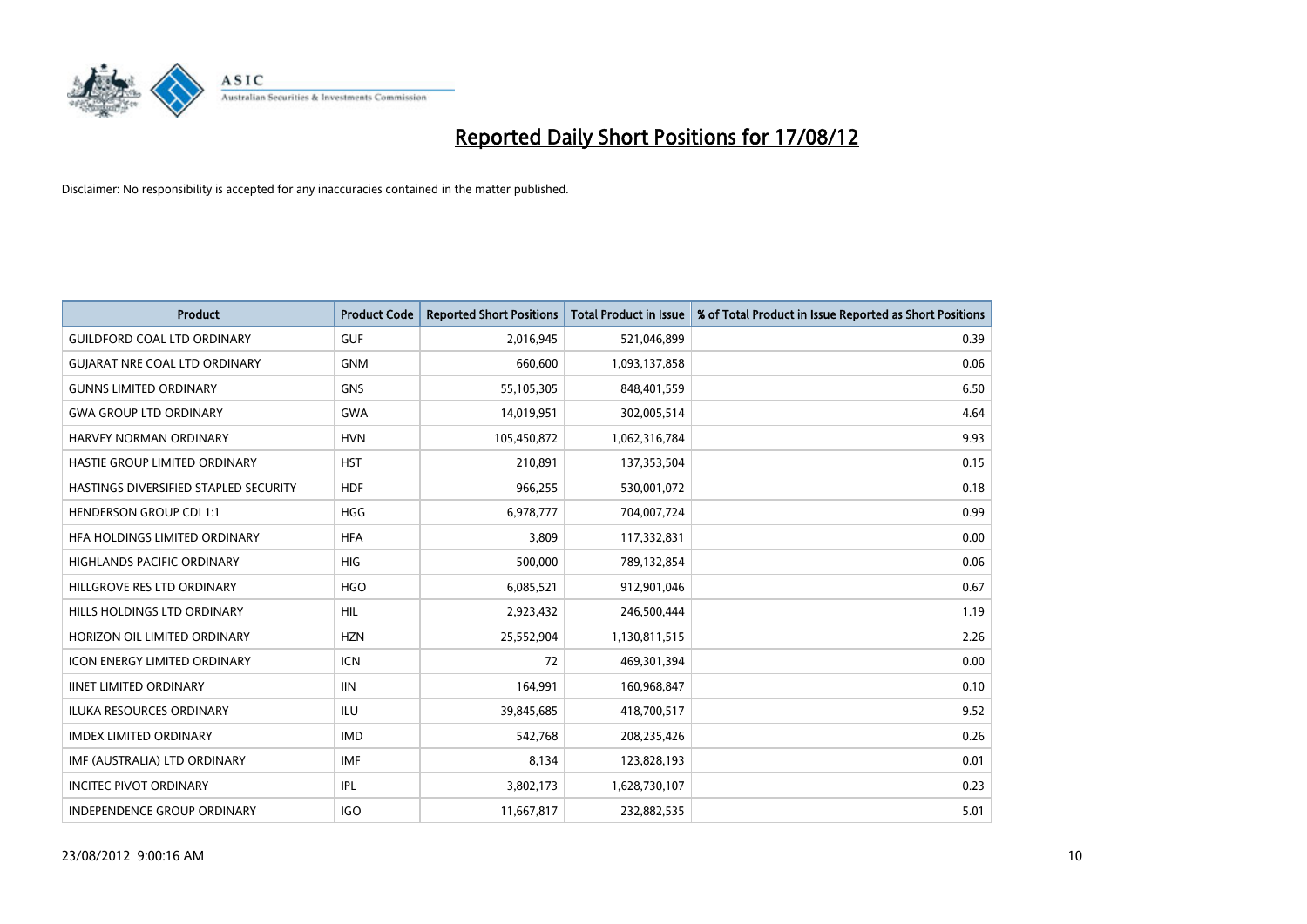# Reported Daily Short Positions for 17/08/12

Disclaimer: No responsibility is accepted for any inaccuracies contained in the matter published.

| Product | Product Code | Reported Short Positions | Total Product in Issue | % of Total Product in Issue Reported as Short Positions |
|---|---|---|---|---|
| GUILDFORD COAL LTD ORDINARY | GUF | 2,016,945 | 521,046,899 | 0.39 |
| GUJARAT NRE COAL LTD ORDINARY | GNM | 660,600 | 1,093,137,858 | 0.06 |
| GUNNS LIMITED ORDINARY | GNS | 55,105,305 | 848,401,559 | 6.50 |
| GWA GROUP LTD ORDINARY | GWA | 14,019,951 | 302,005,514 | 4.64 |
| HARVEY NORMAN ORDINARY | HVN | 105,450,872 | 1,062,316,784 | 9.93 |
| HASTIE GROUP LIMITED ORDINARY | HST | 210,891 | 137,353,504 | 0.15 |
| HASTINGS DIVERSIFIED STAPLED SECURITY | HDF | 966,255 | 530,001,072 | 0.18 |
| HENDERSON GROUP CDI 1:1 | HGG | 6,978,777 | 704,007,724 | 0.99 |
| HFA HOLDINGS LIMITED ORDINARY | HFA | 3,809 | 117,332,831 | 0.00 |
| HIGHLANDS PACIFIC ORDINARY | HIG | 500,000 | 789,132,854 | 0.06 |
| HILLGROVE RES LTD ORDINARY | HGO | 6,085,521 | 912,901,046 | 0.67 |
| HILLS HOLDINGS LTD ORDINARY | HIL | 2,923,432 | 246,500,444 | 1.19 |
| HORIZON OIL LIMITED ORDINARY | HZN | 25,552,904 | 1,130,811,515 | 2.26 |
| ICON ENERGY LIMITED ORDINARY | ICN | 72 | 469,301,394 | 0.00 |
| IINET LIMITED ORDINARY | IIN | 164,991 | 160,968,847 | 0.10 |
| ILUKA RESOURCES ORDINARY | ILU | 39,845,685 | 418,700,517 | 9.52 |
| IMDEX LIMITED ORDINARY | IMD | 542,768 | 208,235,426 | 0.26 |
| IMF (AUSTRALIA) LTD ORDINARY | IMF | 8,134 | 123,828,193 | 0.01 |
| INCITEC PIVOT ORDINARY | IPL | 3,802,173 | 1,628,730,107 | 0.23 |
| INDEPENDENCE GROUP ORDINARY | IGO | 11,667,817 | 232,882,535 | 5.01 |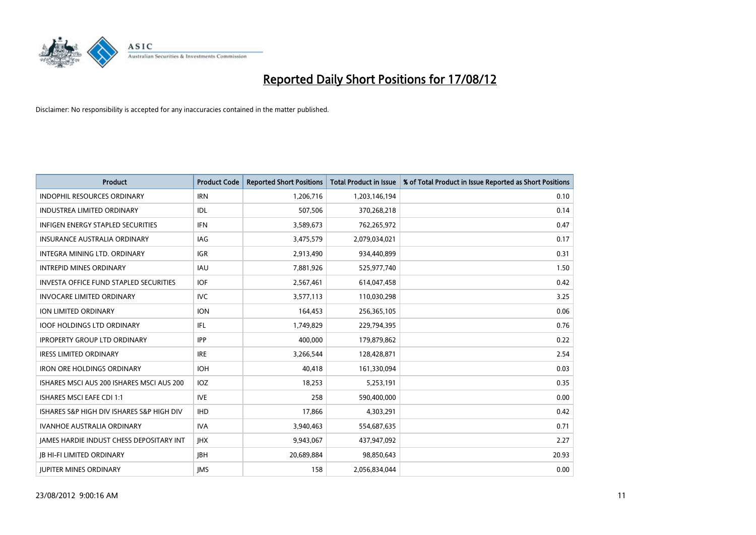# Reported Daily Short Positions for 17/08/12

Disclaimer: No responsibility is accepted for any inaccuracies contained in the matter published.

| Product | Product Code | Reported Short Positions | Total Product in Issue | % of Total Product in Issue Reported as Short Positions |
|---|---|---|---|---|
| INDOPHIL RESOURCES ORDINARY | IRN | 1,206,716 | 1,203,146,194 | 0.10 |
| INDUSTREA LIMITED ORDINARY | IDL | 507,506 | 370,268,218 | 0.14 |
| INFIGEN ENERGY STAPLED SECURITIES | IFN | 3,589,673 | 762,265,972 | 0.47 |
| INSURANCE AUSTRALIA ORDINARY | IAG | 3,475,579 | 2,079,034,021 | 0.17 |
| INTEGRA MINING LTD. ORDINARY | IGR | 2,913,490 | 934,440,899 | 0.31 |
| INTREPID MINES ORDINARY | IAU | 7,881,926 | 525,977,740 | 1.50 |
| INVESTA OFFICE FUND STAPLED SECURITIES | IOF | 2,567,461 | 614,047,458 | 0.42 |
| INVOCARE LIMITED ORDINARY | IVC | 3,577,113 | 110,030,298 | 3.25 |
| ION LIMITED ORDINARY | ION | 164,453 | 256,365,105 | 0.06 |
| IOOF HOLDINGS LTD ORDINARY | IFL | 1,749,829 | 229,794,395 | 0.76 |
| IPROPERTY GROUP LTD ORDINARY | IPP | 400,000 | 179,879,862 | 0.22 |
| IRESS LIMITED ORDINARY | IRE | 3,266,544 | 128,428,871 | 2.54 |
| IRON ORE HOLDINGS ORDINARY | IOH | 40,418 | 161,330,094 | 0.03 |
| ISHARES MSCI AUS 200 ISHARES MSCI AUS 200 | IOZ | 18,253 | 5,253,191 | 0.35 |
| ISHARES MSCI EAFE CDI 1:1 | IVE | 258 | 590,400,000 | 0.00 |
| ISHARES S&P HIGH DIV ISHARES S&P HIGH DIV | IHD | 17,866 | 4,303,291 | 0.42 |
| IVANHOE AUSTRALIA ORDINARY | IVA | 3,940,463 | 554,687,635 | 0.71 |
| JAMES HARDIE INDUST CHESS DEPOSITARY INT | JHX | 9,943,067 | 437,947,092 | 2.27 |
| JB HI-FI LIMITED ORDINARY | JBH | 20,689,884 | 98,850,643 | 20.93 |
| JUPITER MINES ORDINARY | JMS | 158 | 2,056,834,044 | 0.00 |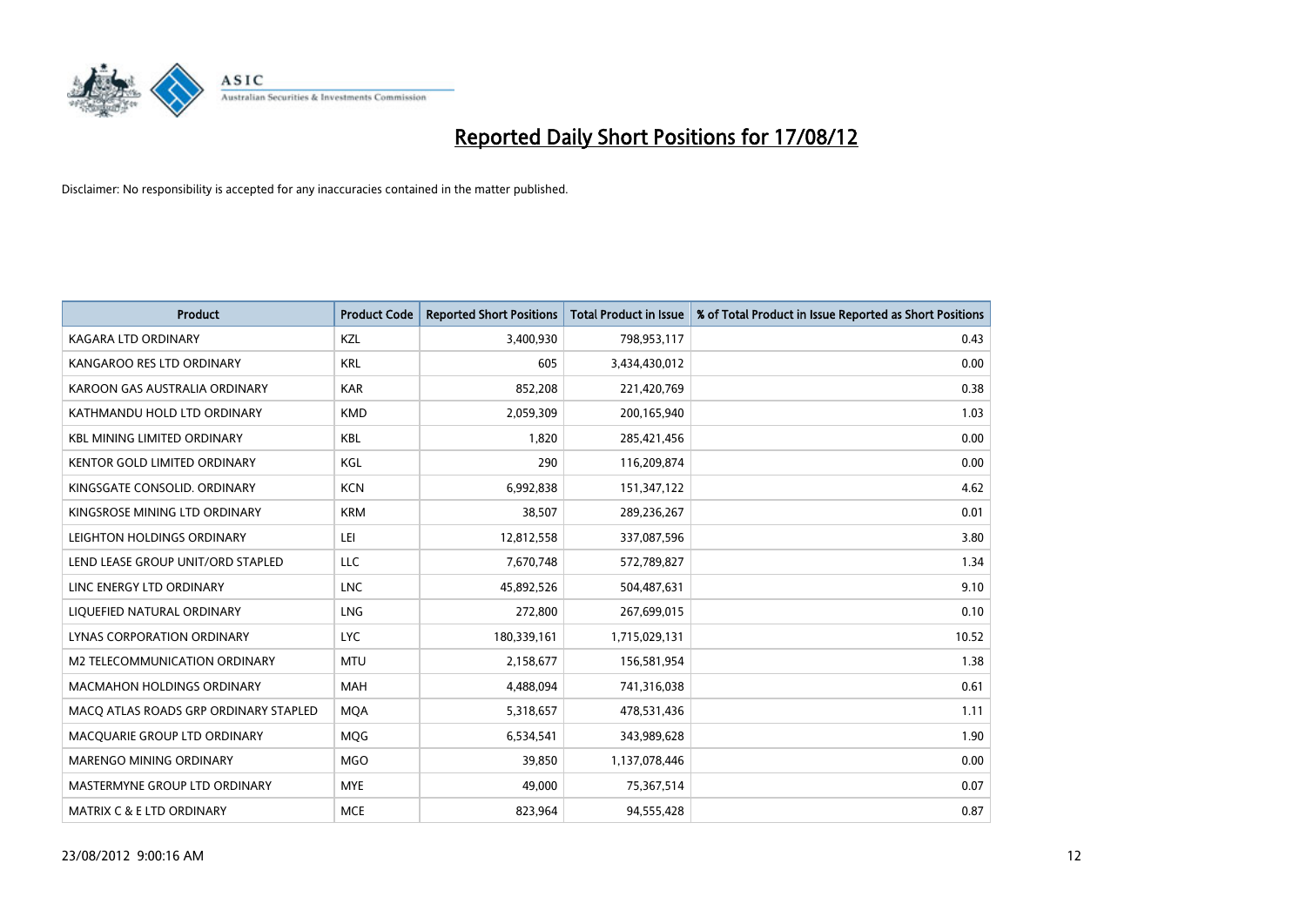# Reported Daily Short Positions for 17/08/12

Disclaimer: No responsibility is accepted for any inaccuracies contained in the matter published.

| Product | Product Code | Reported Short Positions | Total Product in Issue | % of Total Product in Issue Reported as Short Positions |
|---|---|---|---|---|
| KAGARA LTD ORDINARY | KZL | 3,400,930 | 798,953,117 | 0.43 |
| KANGAROO RES LTD ORDINARY | KRL | 605 | 3,434,430,012 | 0.00 |
| KAROON GAS AUSTRALIA ORDINARY | KAR | 852,208 | 221,420,769 | 0.38 |
| KATHMANDU HOLD LTD ORDINARY | KMD | 2,059,309 | 200,165,940 | 1.03 |
| KBL MINING LIMITED ORDINARY | KBL | 1,820 | 285,421,456 | 0.00 |
| KENTOR GOLD LIMITED ORDINARY | KGL | 290 | 116,209,874 | 0.00 |
| KINGSGATE CONSOLID. ORDINARY | KCN | 6,992,838 | 151,347,122 | 4.62 |
| KINGSROSE MINING LTD ORDINARY | KRM | 38,507 | 289,236,267 | 0.01 |
| LEIGHTON HOLDINGS ORDINARY | LEI | 12,812,558 | 337,087,596 | 3.80 |
| LEND LEASE GROUP UNIT/ORD STAPLED | LLC | 7,670,748 | 572,789,827 | 1.34 |
| LINC ENERGY LTD ORDINARY | LNC | 45,892,526 | 504,487,631 | 9.10 |
| LIQUEFIED NATURAL ORDINARY | LNG | 272,800 | 267,699,015 | 0.10 |
| LYNAS CORPORATION ORDINARY | LYC | 180,339,161 | 1,715,029,131 | 10.52 |
| M2 TELECOMMUNICATION ORDINARY | MTU | 2,158,677 | 156,581,954 | 1.38 |
| MACMAHON HOLDINGS ORDINARY | MAH | 4,488,094 | 741,316,038 | 0.61 |
| MACQ ATLAS ROADS GRP ORDINARY STAPLED | MQA | 5,318,657 | 478,531,436 | 1.11 |
| MACQUARIE GROUP LTD ORDINARY | MQG | 6,534,541 | 343,989,628 | 1.90 |
| MARENGO MINING ORDINARY | MGO | 39,850 | 1,137,078,446 | 0.00 |
| MASTERMYNE GROUP LTD ORDINARY | MYE | 49,000 | 75,367,514 | 0.07 |
| MATRIX C & E LTD ORDINARY | MCE | 823,964 | 94,555,428 | 0.87 |

23/08/2012 9:00:16 AM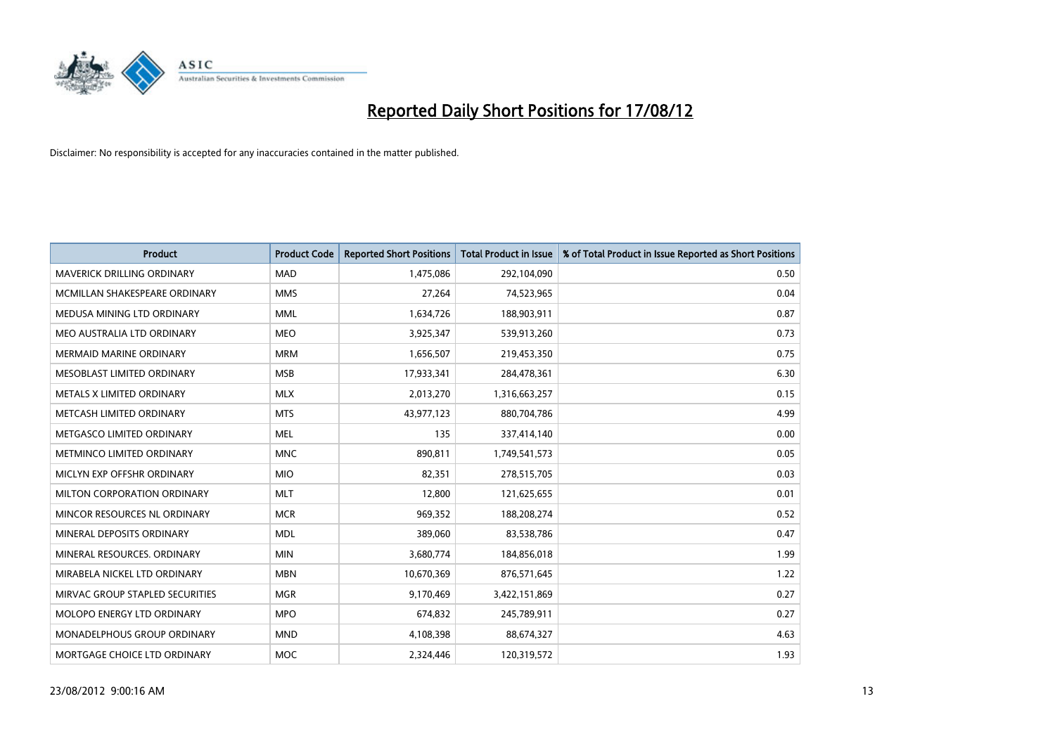# Reported Daily Short Positions for 17/08/12

Disclaimer: No responsibility is accepted for any inaccuracies contained in the matter published.

| Product | Product Code | Reported Short Positions | Total Product in Issue | % of Total Product in Issue Reported as Short Positions |
|---|---|---|---|---|
| MAVERICK DRILLING ORDINARY | MAD | 1,475,086 | 292,104,090 | 0.50 |
| MCMILLAN SHAKESPEARE ORDINARY | MMS | 27,264 | 74,523,965 | 0.04 |
| MEDUSA MINING LTD ORDINARY | MML | 1,634,726 | 188,903,911 | 0.87 |
| MEO AUSTRALIA LTD ORDINARY | MEO | 3,925,347 | 539,913,260 | 0.73 |
| MERMAID MARINE ORDINARY | MRM | 1,656,507 | 219,453,350 | 0.75 |
| MESOBLAST LIMITED ORDINARY | MSB | 17,933,341 | 284,478,361 | 6.30 |
| METALS X LIMITED ORDINARY | MLX | 2,013,270 | 1,316,663,257 | 0.15 |
| METCASH LIMITED ORDINARY | MTS | 43,977,123 | 880,704,786 | 4.99 |
| METGASCO LIMITED ORDINARY | MEL | 135 | 337,414,140 | 0.00 |
| METMINCO LIMITED ORDINARY | MNC | 890,811 | 1,749,541,573 | 0.05 |
| MICLYN EXP OFFSHR ORDINARY | MIO | 82,351 | 278,515,705 | 0.03 |
| MILTON CORPORATION ORDINARY | MLT | 12,800 | 121,625,655 | 0.01 |
| MINCOR RESOURCES NL ORDINARY | MCR | 969,352 | 188,208,274 | 0.52 |
| MINERAL DEPOSITS ORDINARY | MDL | 389,060 | 83,538,786 | 0.47 |
| MINERAL RESOURCES. ORDINARY | MIN | 3,680,774 | 184,856,018 | 1.99 |
| MIRABELA NICKEL LTD ORDINARY | MBN | 10,670,369 | 876,571,645 | 1.22 |
| MIRVAC GROUP STAPLED SECURITIES | MGR | 9,170,469 | 3,422,151,869 | 0.27 |
| MOLOPO ENERGY LTD ORDINARY | MPO | 674,832 | 245,789,911 | 0.27 |
| MONADELPHOUS GROUP ORDINARY | MND | 4,108,398 | 88,674,327 | 4.63 |
| MORTGAGE CHOICE LTD ORDINARY | MOC | 2,324,446 | 120,319,572 | 1.93 |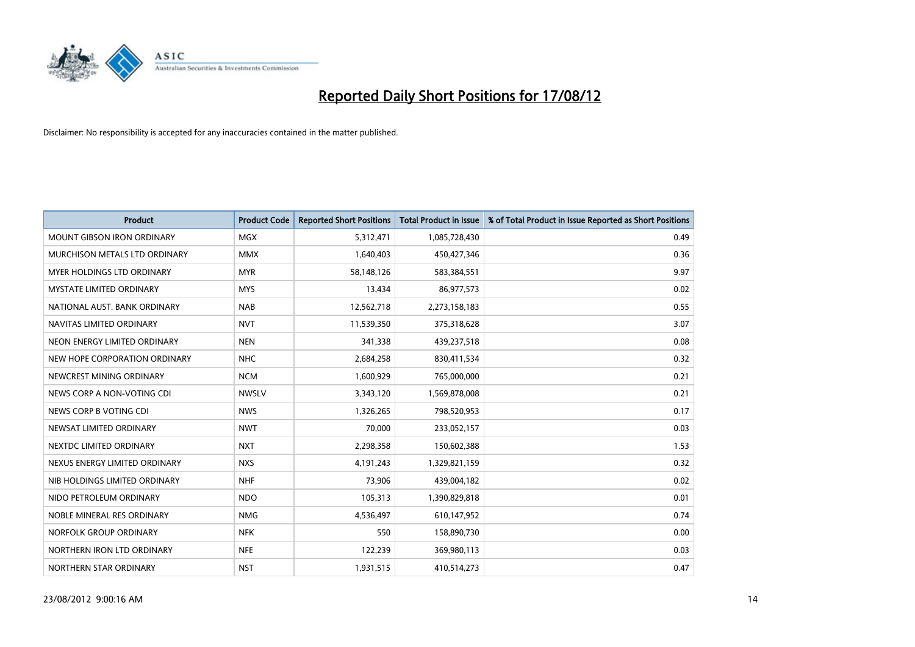# Reported Daily Short Positions for 17/08/12

Disclaimer: No responsibility is accepted for any inaccuracies contained in the matter published.

| Product | Product Code | Reported Short Positions | Total Product in Issue | % of Total Product in Issue Reported as Short Positions |
|---|---|---|---|---|
| MOUNT GIBSON IRON ORDINARY | MGX | 5,312,471 | 1,085,728,430 | 0.49 |
| MURCHISON METALS LTD ORDINARY | MMX | 1,640,403 | 450,427,346 | 0.36 |
| MYER HOLDINGS LTD ORDINARY | MYR | 58,148,126 | 583,384,551 | 9.97 |
| MYSTATE LIMITED ORDINARY | MYS | 13,434 | 86,977,573 | 0.02 |
| NATIONAL AUST. BANK ORDINARY | NAB | 12,562,718 | 2,273,158,183 | 0.55 |
| NAVITAS LIMITED ORDINARY | NVT | 11,539,350 | 375,318,628 | 3.07 |
| NEON ENERGY LIMITED ORDINARY | NEN | 341,338 | 439,237,518 | 0.08 |
| NEW HOPE CORPORATION ORDINARY | NHC | 2,684,258 | 830,411,534 | 0.32 |
| NEWCREST MINING ORDINARY | NCM | 1,600,929 | 765,000,000 | 0.21 |
| NEWS CORP A NON-VOTING CDI | NWSLV | 3,343,120 | 1,569,878,008 | 0.21 |
| NEWS CORP B VOTING CDI | NWS | 1,326,265 | 798,520,953 | 0.17 |
| NEWSAT LIMITED ORDINARY | NWT | 70,000 | 233,052,157 | 0.03 |
| NEXTDC LIMITED ORDINARY | NXT | 2,298,358 | 150,602,388 | 1.53 |
| NEXUS ENERGY LIMITED ORDINARY | NXS | 4,191,243 | 1,329,821,159 | 0.32 |
| NIB HOLDINGS LIMITED ORDINARY | NHF | 73,906 | 439,004,182 | 0.02 |
| NIDO PETROLEUM ORDINARY | NDO | 105,313 | 1,390,829,818 | 0.01 |
| NOBLE MINERAL RES ORDINARY | NMG | 4,536,497 | 610,147,952 | 0.74 |
| NORFOLK GROUP ORDINARY | NFK | 550 | 158,890,730 | 0.00 |
| NORTHERN IRON LTD ORDINARY | NFE | 122,239 | 369,980,113 | 0.03 |
| NORTHERN STAR ORDINARY | NST | 1,931,515 | 410,514,273 | 0.47 |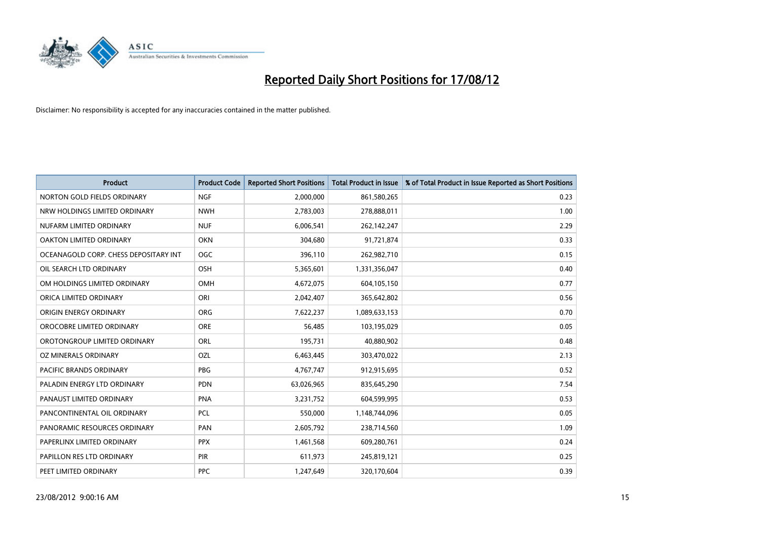# Reported Daily Short Positions for 17/08/12

Disclaimer: No responsibility is accepted for any inaccuracies contained in the matter published.

| Product | Product Code | Reported Short Positions | Total Product in Issue | % of Total Product in Issue Reported as Short Positions |
|---|---|---|---|---|
| NORTON GOLD FIELDS ORDINARY | NGF | 2,000,000 | 861,580,265 | 0.23 |
| NRW HOLDINGS LIMITED ORDINARY | NWH | 2,783,003 | 278,888,011 | 1.00 |
| NUFARM LIMITED ORDINARY | NUF | 6,006,541 | 262,142,247 | 2.29 |
| OAKTON LIMITED ORDINARY | OKN | 304,680 | 91,721,874 | 0.33 |
| OCEANAGOLD CORP. CHESS DEPOSITARY INT | OGC | 396,110 | 262,982,710 | 0.15 |
| OIL SEARCH LTD ORDINARY | OSH | 5,365,601 | 1,331,356,047 | 0.40 |
| OM HOLDINGS LIMITED ORDINARY | OMH | 4,672,075 | 604,105,150 | 0.77 |
| ORICA LIMITED ORDINARY | ORI | 2,042,407 | 365,642,802 | 0.56 |
| ORIGIN ENERGY ORDINARY | ORG | 7,622,237 | 1,089,633,153 | 0.70 |
| OROCOBRE LIMITED ORDINARY | ORE | 56,485 | 103,195,029 | 0.05 |
| OROTONGROUP LIMITED ORDINARY | ORL | 195,731 | 40,880,902 | 0.48 |
| OZ MINERALS ORDINARY | OZL | 6,463,445 | 303,470,022 | 2.13 |
| PACIFIC BRANDS ORDINARY | PBG | 4,767,747 | 912,915,695 | 0.52 |
| PALADIN ENERGY LTD ORDINARY | PDN | 63,026,965 | 835,645,290 | 7.54 |
| PANAUST LIMITED ORDINARY | PNA | 3,231,752 | 604,599,995 | 0.53 |
| PANCONTINENTAL OIL ORDINARY | PCL | 550,000 | 1,148,744,096 | 0.05 |
| PANORAMIC RESOURCES ORDINARY | PAN | 2,605,792 | 238,714,560 | 1.09 |
| PAPERLINX LIMITED ORDINARY | PPX | 1,461,568 | 609,280,761 | 0.24 |
| PAPILLON RES LTD ORDINARY | PIR | 611,973 | 245,819,121 | 0.25 |
| PEET LIMITED ORDINARY | PPC | 1,247,649 | 320,170,604 | 0.39 |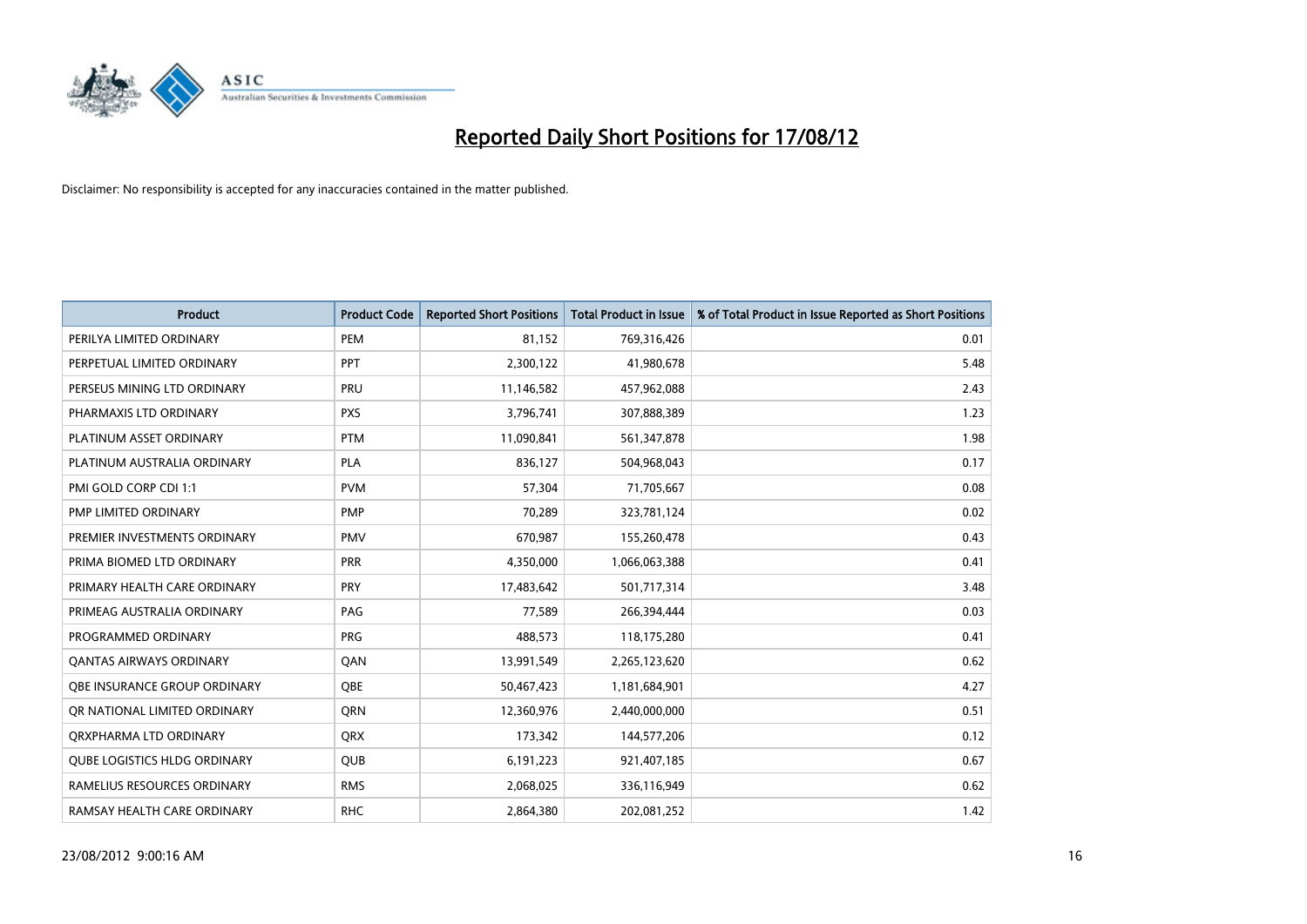# Reported Daily Short Positions for 17/08/12

Disclaimer: No responsibility is accepted for any inaccuracies contained in the matter published.

| Product | Product Code | Reported Short Positions | Total Product in Issue | % of Total Product in Issue Reported as Short Positions |
| --- | --- | --- | --- | --- |
| PERILYA LIMITED ORDINARY | PEM | 81,152 | 769,316,426 | 0.01 |
| PERPETUAL LIMITED ORDINARY | PPT | 2,300,122 | 41,980,678 | 5.48 |
| PERSEUS MINING LTD ORDINARY | PRU | 11,146,582 | 457,962,088 | 2.43 |
| PHARMAXIS LTD ORDINARY | PXS | 3,796,741 | 307,888,389 | 1.23 |
| PLATINUM ASSET ORDINARY | PTM | 11,090,841 | 561,347,878 | 1.98 |
| PLATINUM AUSTRALIA ORDINARY | PLA | 836,127 | 504,968,043 | 0.17 |
| PMI GOLD CORP CDI 1:1 | PVM | 57,304 | 71,705,667 | 0.08 |
| PMP LIMITED ORDINARY | PMP | 70,289 | 323,781,124 | 0.02 |
| PREMIER INVESTMENTS ORDINARY | PMV | 670,987 | 155,260,478 | 0.43 |
| PRIMA BIOMED LTD ORDINARY | PRR | 4,350,000 | 1,066,063,388 | 0.41 |
| PRIMARY HEALTH CARE ORDINARY | PRY | 17,483,642 | 501,717,314 | 3.48 |
| PRIMEAG AUSTRALIA ORDINARY | PAG | 77,589 | 266,394,444 | 0.03 |
| PROGRAMMED ORDINARY | PRG | 488,573 | 118,175,280 | 0.41 |
| QANTAS AIRWAYS ORDINARY | QAN | 13,991,549 | 2,265,123,620 | 0.62 |
| QBE INSURANCE GROUP ORDINARY | QBE | 50,467,423 | 1,181,684,901 | 4.27 |
| QR NATIONAL LIMITED ORDINARY | QRN | 12,360,976 | 2,440,000,000 | 0.51 |
| QRXPHARMA LTD ORDINARY | QRX | 173,342 | 144,577,206 | 0.12 |
| QUBE LOGISTICS HLDG ORDINARY | QUB | 6,191,223 | 921,407,185 | 0.67 |
| RAMELIUS RESOURCES ORDINARY | RMS | 2,068,025 | 336,116,949 | 0.62 |
| RAMSAY HEALTH CARE ORDINARY | RHC | 2,864,380 | 202,081,252 | 1.42 |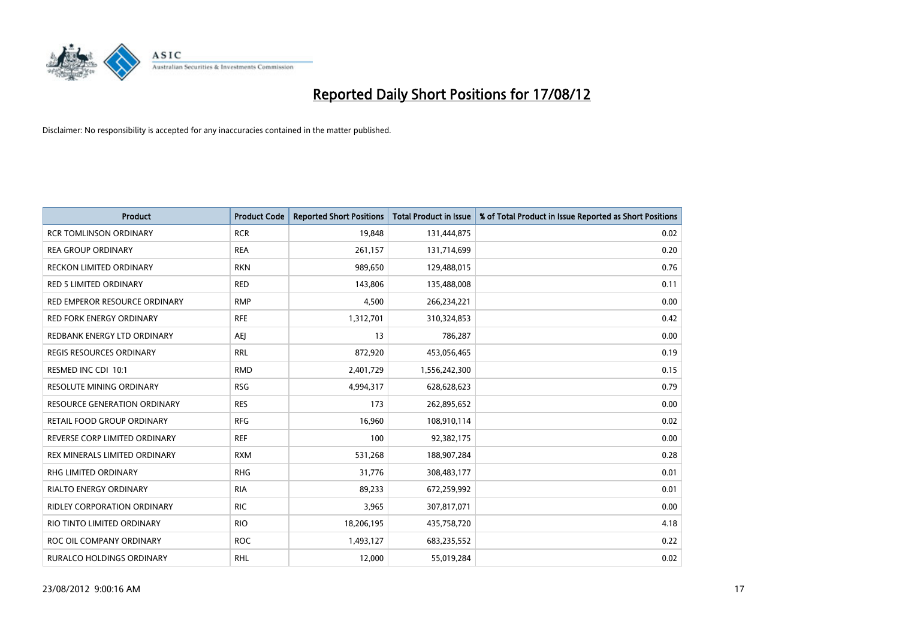# Reported Daily Short Positions for 17/08/12

Disclaimer: No responsibility is accepted for any inaccuracies contained in the matter published.

| Product | Product Code | Reported Short Positions | Total Product in Issue | % of Total Product in Issue Reported as Short Positions |
| --- | --- | --- | --- | --- |
| RCR TOMLINSON ORDINARY | RCR | 19,848 | 131,444,875 | 0.02 |
| REA GROUP ORDINARY | REA | 261,157 | 131,714,699 | 0.20 |
| RECKON LIMITED ORDINARY | RKN | 989,650 | 129,488,015 | 0.76 |
| RED 5 LIMITED ORDINARY | RED | 143,806 | 135,488,008 | 0.11 |
| RED EMPEROR RESOURCE ORDINARY | RMP | 4,500 | 266,234,221 | 0.00 |
| RED FORK ENERGY ORDINARY | RFE | 1,312,701 | 310,324,853 | 0.42 |
| REDBANK ENERGY LTD ORDINARY | AEJ | 13 | 786,287 | 0.00 |
| REGIS RESOURCES ORDINARY | RRL | 872,920 | 453,056,465 | 0.19 |
| RESMED INC CDI 10:1 | RMD | 2,401,729 | 1,556,242,300 | 0.15 |
| RESOLUTE MINING ORDINARY | RSG | 4,994,317 | 628,628,623 | 0.79 |
| RESOURCE GENERATION ORDINARY | RES | 173 | 262,895,652 | 0.00 |
| RETAIL FOOD GROUP ORDINARY | RFG | 16,960 | 108,910,114 | 0.02 |
| REVERSE CORP LIMITED ORDINARY | REF | 100 | 92,382,175 | 0.00 |
| REX MINERALS LIMITED ORDINARY | RXM | 531,268 | 188,907,284 | 0.28 |
| RHG LIMITED ORDINARY | RHG | 31,776 | 308,483,177 | 0.01 |
| RIALTO ENERGY ORDINARY | RIA | 89,233 | 672,259,992 | 0.01 |
| RIDLEY CORPORATION ORDINARY | RIC | 3,965 | 307,817,071 | 0.00 |
| RIO TINTO LIMITED ORDINARY | RIO | 18,206,195 | 435,758,720 | 4.18 |
| ROC OIL COMPANY ORDINARY | ROC | 1,493,127 | 683,235,552 | 0.22 |
| RURALCO HOLDINGS ORDINARY | RHL | 12,000 | 55,019,284 | 0.02 |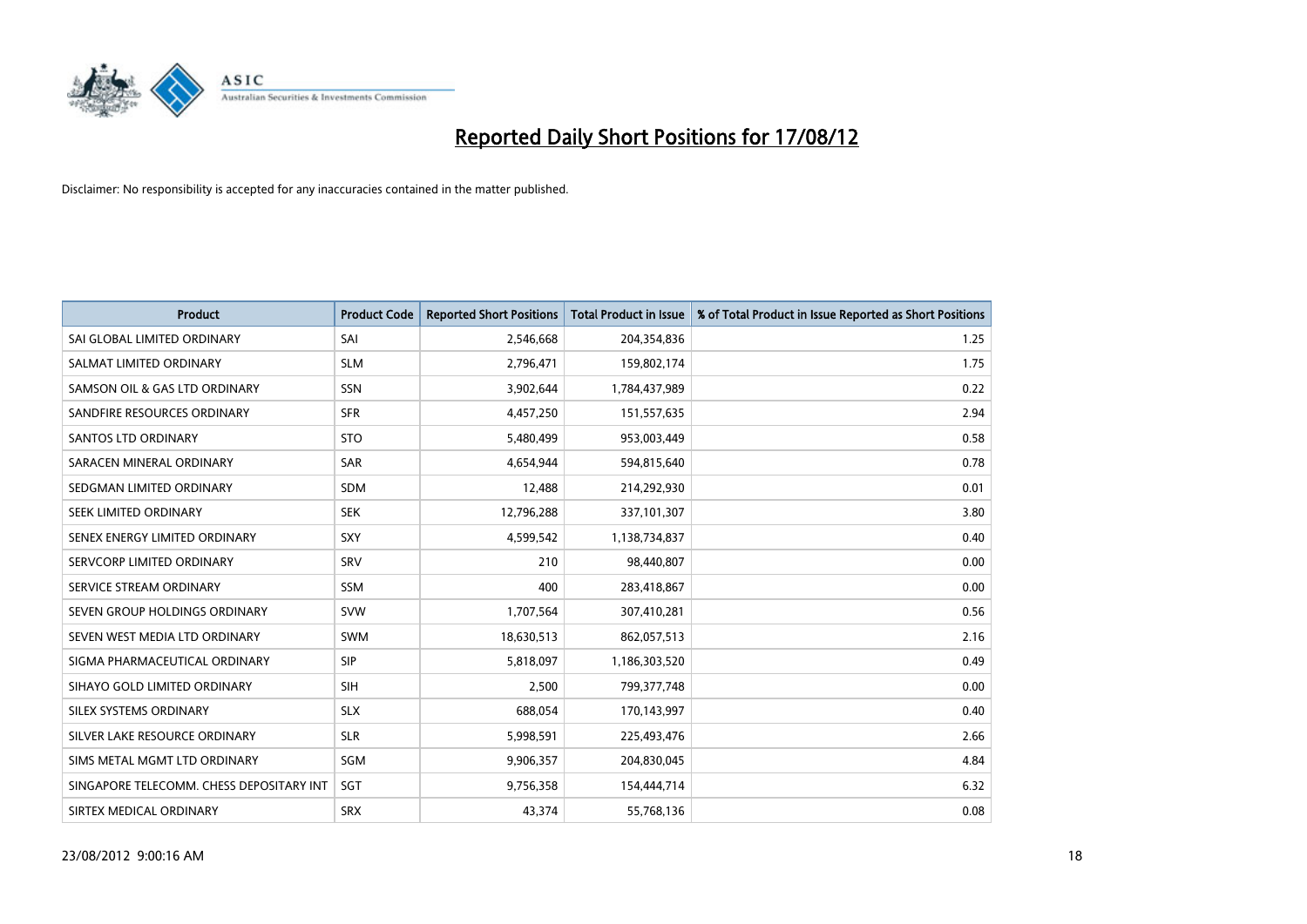# Reported Daily Short Positions for 17/08/12

Disclaimer: No responsibility is accepted for any inaccuracies contained in the matter published.

| Product | Product Code | Reported Short Positions | Total Product in Issue | % of Total Product in Issue Reported as Short Positions |
|---|---|---|---|---|
| SAI GLOBAL LIMITED ORDINARY | SAI | 2,546,668 | 204,354,836 | 1.25 |
| SALMAT LIMITED ORDINARY | SLM | 2,796,471 | 159,802,174 | 1.75 |
| SAMSON OIL & GAS LTD ORDINARY | SSN | 3,902,644 | 1,784,437,989 | 0.22 |
| SANDFIRE RESOURCES ORDINARY | SFR | 4,457,250 | 151,557,635 | 2.94 |
| SANTOS LTD ORDINARY | STO | 5,480,499 | 953,003,449 | 0.58 |
| SARACEN MINERAL ORDINARY | SAR | 4,654,944 | 594,815,640 | 0.78 |
| SEDGMAN LIMITED ORDINARY | SDM | 12,488 | 214,292,930 | 0.01 |
| SEEK LIMITED ORDINARY | SEK | 12,796,288 | 337,101,307 | 3.80 |
| SENEX ENERGY LIMITED ORDINARY | SXY | 4,599,542 | 1,138,734,837 | 0.40 |
| SERVCORP LIMITED ORDINARY | SRV | 210 | 98,440,807 | 0.00 |
| SERVICE STREAM ORDINARY | SSM | 400 | 283,418,867 | 0.00 |
| SEVEN GROUP HOLDINGS ORDINARY | SVW | 1,707,564 | 307,410,281 | 0.56 |
| SEVEN WEST MEDIA LTD ORDINARY | SWM | 18,630,513 | 862,057,513 | 2.16 |
| SIGMA PHARMACEUTICAL ORDINARY | SIP | 5,818,097 | 1,186,303,520 | 0.49 |
| SIHAYO GOLD LIMITED ORDINARY | SIH | 2,500 | 799,377,748 | 0.00 |
| SILEX SYSTEMS ORDINARY | SLX | 688,054 | 170,143,997 | 0.40 |
| SILVER LAKE RESOURCE ORDINARY | SLR | 5,998,591 | 225,493,476 | 2.66 |
| SIMS METAL MGMT LTD ORDINARY | SGM | 9,906,357 | 204,830,045 | 4.84 |
| SINGAPORE TELECOMM. CHESS DEPOSITARY INT | SGT | 9,756,358 | 154,444,714 | 6.32 |
| SIRTEX MEDICAL ORDINARY | SRX | 43,374 | 55,768,136 | 0.08 |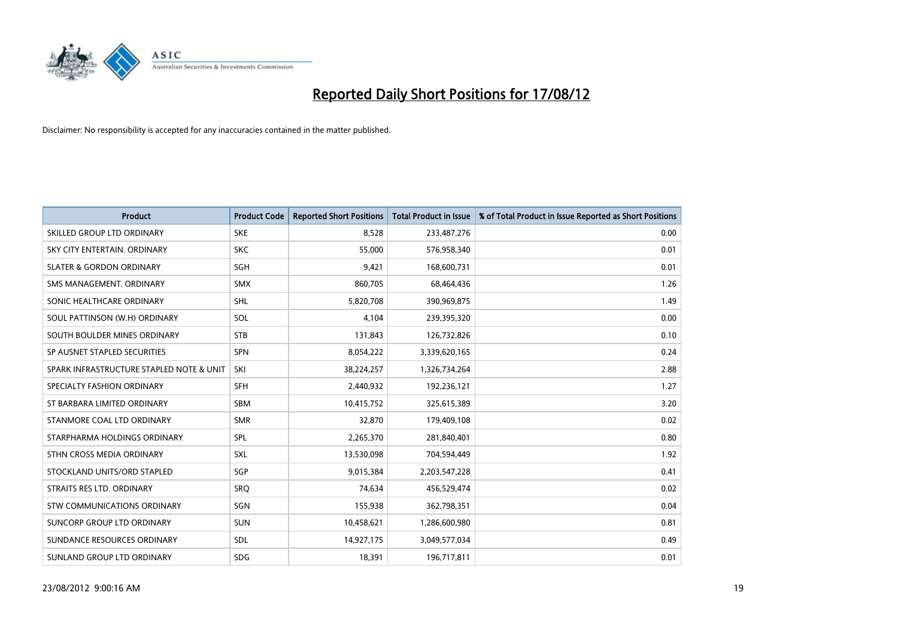# Reported Daily Short Positions for 17/08/12

Disclaimer: No responsibility is accepted for any inaccuracies contained in the matter published.

| Product | Product Code | Reported Short Positions | Total Product in Issue | % of Total Product in Issue Reported as Short Positions |
|---|---|---|---|---|
| SKILLED GROUP LTD ORDINARY | SKE | 8,528 | 233,487,276 | 0.00 |
| SKY CITY ENTERTAIN. ORDINARY | SKC | 55,000 | 576,958,340 | 0.01 |
| SLATER & GORDON ORDINARY | SGH | 9,421 | 168,600,731 | 0.01 |
| SMS MANAGEMENT. ORDINARY | SMX | 860,705 | 68,464,436 | 1.26 |
| SONIC HEALTHCARE ORDINARY | SHL | 5,820,708 | 390,969,875 | 1.49 |
| SOUL PATTINSON (W.H) ORDINARY | SOL | 4,104 | 239,395,320 | 0.00 |
| SOUTH BOULDER MINES ORDINARY | STB | 131,843 | 126,732,826 | 0.10 |
| SP AUSNET STAPLED SECURITIES | SPN | 8,054,222 | 3,339,620,165 | 0.24 |
| SPARK INFRASTRUCTURE STAPLED NOTE & UNIT | SKI | 38,224,257 | 1,326,734,264 | 2.88 |
| SPECIALTY FASHION ORDINARY | SFH | 2,440,932 | 192,236,121 | 1.27 |
| ST BARBARA LIMITED ORDINARY | SBM | 10,415,752 | 325,615,389 | 3.20 |
| STANMORE COAL LTD ORDINARY | SMR | 32,870 | 179,409,108 | 0.02 |
| STARPHARMA HOLDINGS ORDINARY | SPL | 2,265,370 | 281,840,401 | 0.80 |
| STHN CROSS MEDIA ORDINARY | SXL | 13,530,098 | 704,594,449 | 1.92 |
| STOCKLAND UNITS/ORD STAPLED | SGP | 9,015,384 | 2,203,547,228 | 0.41 |
| STRAITS RES LTD. ORDINARY | SRQ | 74,634 | 456,529,474 | 0.02 |
| STW COMMUNICATIONS ORDINARY | SGN | 155,938 | 362,798,351 | 0.04 |
| SUNCORP GROUP LTD ORDINARY | SUN | 10,458,621 | 1,286,600,980 | 0.81 |
| SUNDANCE RESOURCES ORDINARY | SDL | 14,927,175 | 3,049,577,034 | 0.49 |
| SUNLAND GROUP LTD ORDINARY | SDG | 18,391 | 196,717,811 | 0.01 |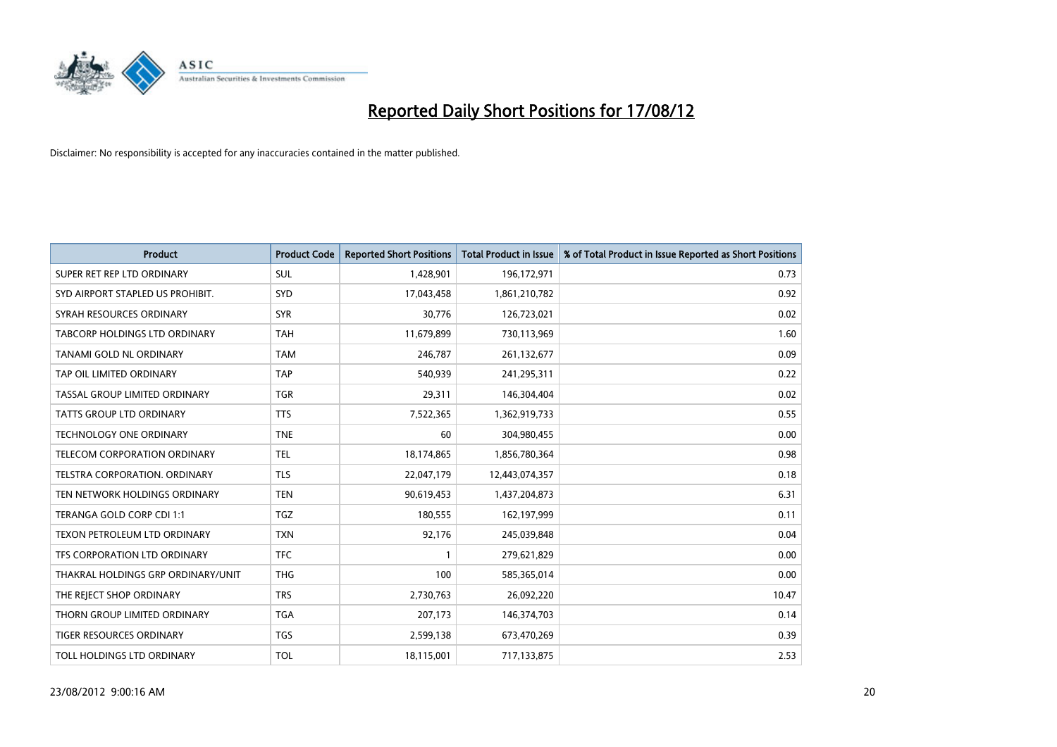# Reported Daily Short Positions for 17/08/12

Disclaimer: No responsibility is accepted for any inaccuracies contained in the matter published.

| Product | Product Code | Reported Short Positions | Total Product in Issue | % of Total Product in Issue Reported as Short Positions |
|---|---|---|---|---|
| SUPER RET REP LTD ORDINARY | SUL | 1,428,901 | 196,172,971 | 0.73 |
| SYD AIRPORT STAPLED US PROHIBIT. | SYD | 17,043,458 | 1,861,210,782 | 0.92 |
| SYRAH RESOURCES ORDINARY | SYR | 30,776 | 126,723,021 | 0.02 |
| TABCORP HOLDINGS LTD ORDINARY | TAH | 11,679,899 | 730,113,969 | 1.60 |
| TANAMI GOLD NL ORDINARY | TAM | 246,787 | 261,132,677 | 0.09 |
| TAP OIL LIMITED ORDINARY | TAP | 540,939 | 241,295,311 | 0.22 |
| TASSAL GROUP LIMITED ORDINARY | TGR | 29,311 | 146,304,404 | 0.02 |
| TATTS GROUP LTD ORDINARY | TTS | 7,522,365 | 1,362,919,733 | 0.55 |
| TECHNOLOGY ONE ORDINARY | TNE | 60 | 304,980,455 | 0.00 |
| TELECOM CORPORATION ORDINARY | TEL | 18,174,865 | 1,856,780,364 | 0.98 |
| TELSTRA CORPORATION. ORDINARY | TLS | 22,047,179 | 12,443,074,357 | 0.18 |
| TEN NETWORK HOLDINGS ORDINARY | TEN | 90,619,453 | 1,437,204,873 | 6.31 |
| TERANGA GOLD CORP CDI 1:1 | TGZ | 180,555 | 162,197,999 | 0.11 |
| TEXON PETROLEUM LTD ORDINARY | TXN | 92,176 | 245,039,848 | 0.04 |
| TFS CORPORATION LTD ORDINARY | TFC | 1 | 279,621,829 | 0.00 |
| THAKRAL HOLDINGS GRP ORDINARY/UNIT | THG | 100 | 585,365,014 | 0.00 |
| THE REJECT SHOP ORDINARY | TRS | 2,730,763 | 26,092,220 | 10.47 |
| THORN GROUP LIMITED ORDINARY | TGA | 207,173 | 146,374,703 | 0.14 |
| TIGER RESOURCES ORDINARY | TGS | 2,599,138 | 673,470,269 | 0.39 |
| TOLL HOLDINGS LTD ORDINARY | TOL | 18,115,001 | 717,133,875 | 2.53 |

23/08/2012 9:00:16 AM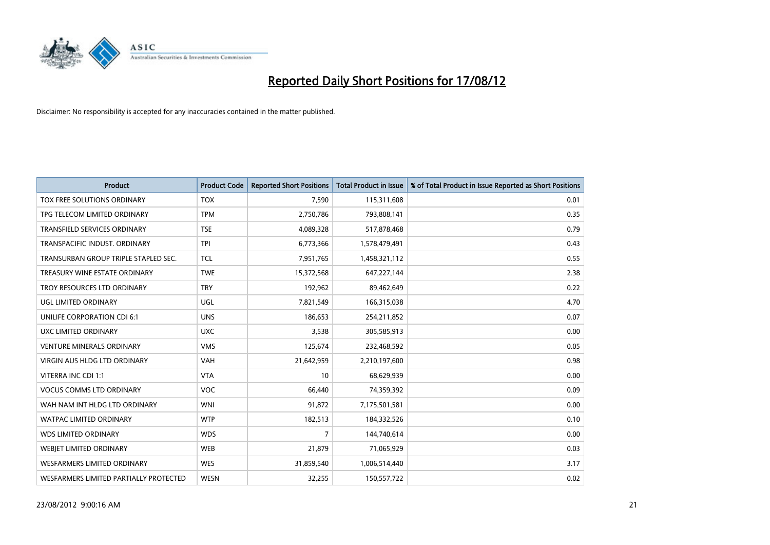# Reported Daily Short Positions for 17/08/12

Disclaimer: No responsibility is accepted for any inaccuracies contained in the matter published.

| Product | Product Code | Reported Short Positions | Total Product in Issue | % of Total Product in Issue Reported as Short Positions |
|---|---|---|---|---|
| TOX FREE SOLUTIONS ORDINARY | TOX | 7,590 | 115,311,608 | 0.01 |
| TPG TELECOM LIMITED ORDINARY | TPM | 2,750,786 | 793,808,141 | 0.35 |
| TRANSFIELD SERVICES ORDINARY | TSE | 4,089,328 | 517,878,468 | 0.79 |
| TRANSPACIFIC INDUST. ORDINARY | TPI | 6,773,366 | 1,578,479,491 | 0.43 |
| TRANSURBAN GROUP TRIPLE STAPLED SEC. | TCL | 7,951,765 | 1,458,321,112 | 0.55 |
| TREASURY WINE ESTATE ORDINARY | TWE | 15,372,568 | 647,227,144 | 2.38 |
| TROY RESOURCES LTD ORDINARY | TRY | 192,962 | 89,462,649 | 0.22 |
| UGL LIMITED ORDINARY | UGL | 7,821,549 | 166,315,038 | 4.70 |
| UNILIFE CORPORATION CDI 6:1 | UNS | 186,653 | 254,211,852 | 0.07 |
| UXC LIMITED ORDINARY | UXC | 3,538 | 305,585,913 | 0.00 |
| VENTURE MINERALS ORDINARY | VMS | 125,674 | 232,468,592 | 0.05 |
| VIRGIN AUS HLDG LTD ORDINARY | VAH | 21,642,959 | 2,210,197,600 | 0.98 |
| VITERRA INC CDI 1:1 | VTA | 10 | 68,629,939 | 0.00 |
| VOCUS COMMS LTD ORDINARY | VOC | 66,440 | 74,359,392 | 0.09 |
| WAH NAM INT HLDG LTD ORDINARY | WNI | 91,872 | 7,175,501,581 | 0.00 |
| WATPAC LIMITED ORDINARY | WTP | 182,513 | 184,332,526 | 0.10 |
| WDS LIMITED ORDINARY | WDS | 7 | 144,740,614 | 0.00 |
| WEBJET LIMITED ORDINARY | WEB | 21,879 | 71,065,929 | 0.03 |
| WESFARMERS LIMITED ORDINARY | WES | 31,859,540 | 1,006,514,440 | 3.17 |
| WESFARMERS LIMITED PARTIALLY PROTECTED | WESN | 32,255 | 150,557,722 | 0.02 |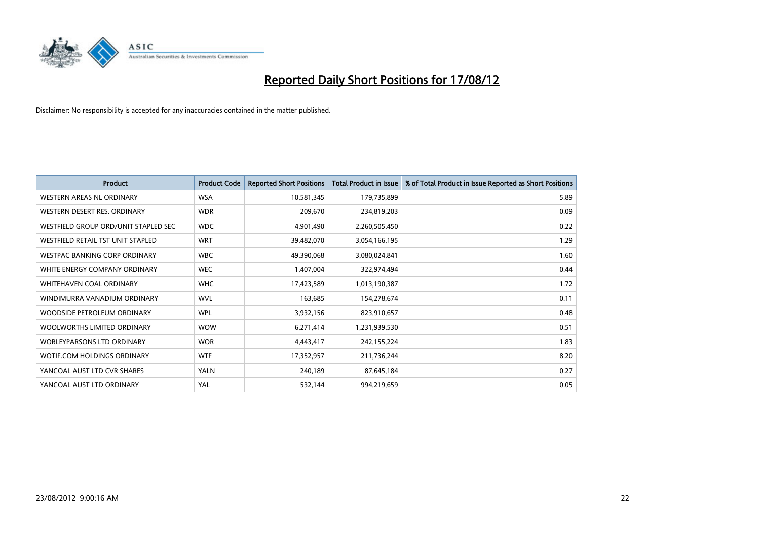# Reported Daily Short Positions for 17/08/12

Disclaimer: No responsibility is accepted for any inaccuracies contained in the matter published.

| Product | Product Code | Reported Short Positions | Total Product in Issue | % of Total Product in Issue Reported as Short Positions |
|---|---|---|---|---|
| WESTERN AREAS NL ORDINARY | WSA | 10,581,345 | 179,735,899 | 5.89 |
| WESTERN DESERT RES. ORDINARY | WDR | 209,670 | 234,819,203 | 0.09 |
| WESTFIELD GROUP ORD/UNIT STAPLED SEC | WDC | 4,901,490 | 2,260,505,450 | 0.22 |
| WESTFIELD RETAIL TST UNIT STAPLED | WRT | 39,482,070 | 3,054,166,195 | 1.29 |
| WESTPAC BANKING CORP ORDINARY | WBC | 49,390,068 | 3,080,024,841 | 1.60 |
| WHITE ENERGY COMPANY ORDINARY | WEC | 1,407,004 | 322,974,494 | 0.44 |
| WHITEHAVEN COAL ORDINARY | WHC | 17,423,589 | 1,013,190,387 | 1.72 |
| WINDIMURRA VANADIUM ORDINARY | WVL | 163,685 | 154,278,674 | 0.11 |
| WOODSIDE PETROLEUM ORDINARY | WPL | 3,932,156 | 823,910,657 | 0.48 |
| WOOLWORTHS LIMITED ORDINARY | WOW | 6,271,414 | 1,231,939,530 | 0.51 |
| WORLEYPARSONS LTD ORDINARY | WOR | 4,443,417 | 242,155,224 | 1.83 |
| WOTIF.COM HOLDINGS ORDINARY | WTF | 17,352,957 | 211,736,244 | 8.20 |
| YANCOAL AUST LTD CVR SHARES | YALN | 240,189 | 87,645,184 | 0.27 |
| YANCOAL AUST LTD ORDINARY | YAL | 532,144 | 994,219,659 | 0.05 |